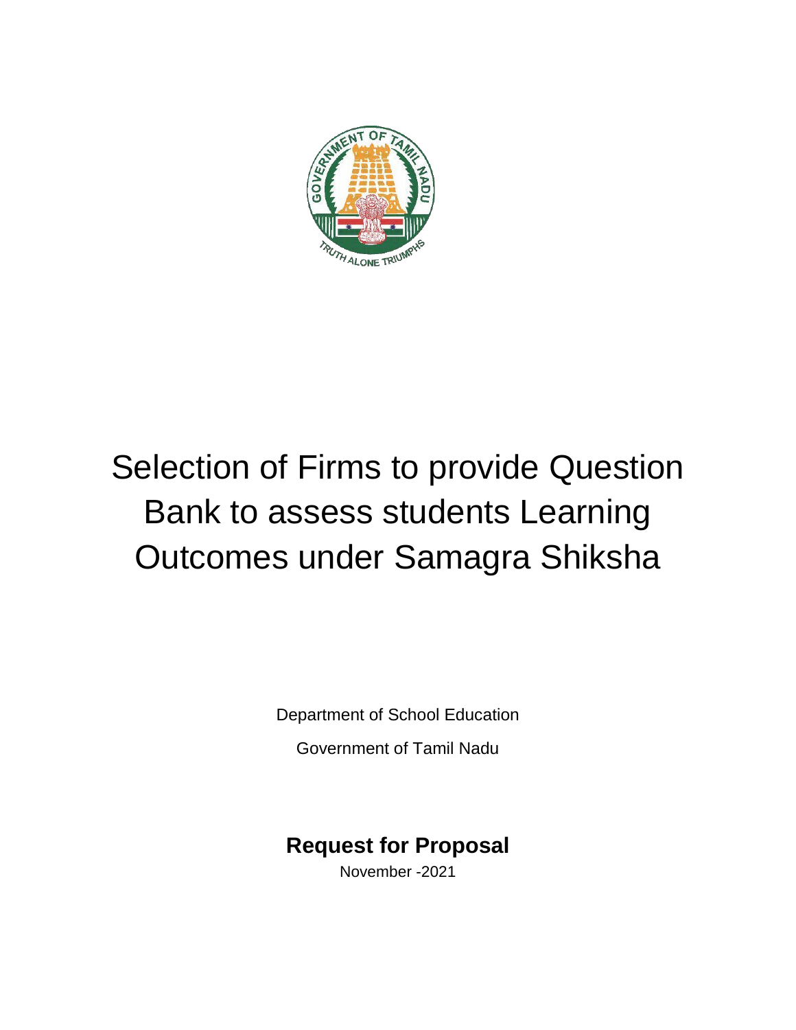# Selection of Firms to provide Question Bank to assess students Learning Outcomes under Samagra Shiksha

Department of School Education

Government of Tamil Nadu

**Request for Proposal**

November -2021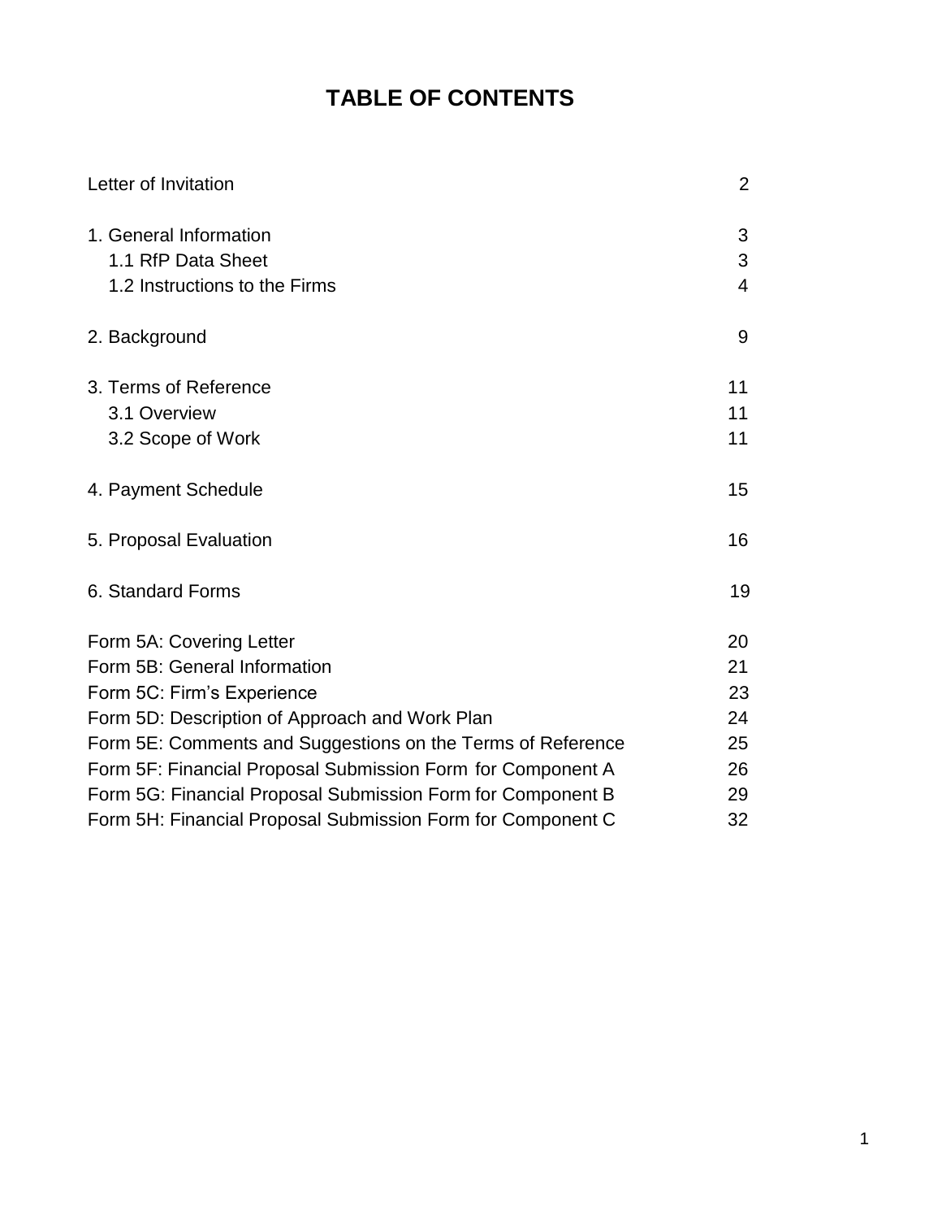# TABLE OF CONTENTS

| | |
|---|---|
| Letter of Invitation | 2 |
| 1. General Information | 3 |
| 1.1 RfP Data Sheet | 3 |
| 1.2 Instructions to the Firms | 4 |
| 2. Background | 9 |
| 3. Terms of Reference | 11 |
| 3.1 Overview | 11 |
| 3.2 Scope of Work | 11 |
| 4. Payment Schedule | 15 |
| 5. Proposal Evaluation | 16 |
| 6. Standard Forms | 19 |
| Form 5A: Covering Letter | 20 |
| Form 5B: General Information | 21 |
| Form 5C: Firm's Experience | 23 |
| Form 5D: Description of Approach and Work Plan | 24 |
| Form 5E: Comments and Suggestions on the Terms of Reference | 25 |
| Form 5F: Financial Proposal Submission Form for Component A | 26 |
| Form 5G: Financial Proposal Submission Form for Component B | 29 |
| Form 5H: Financial Proposal Submission Form for Component C | 32 |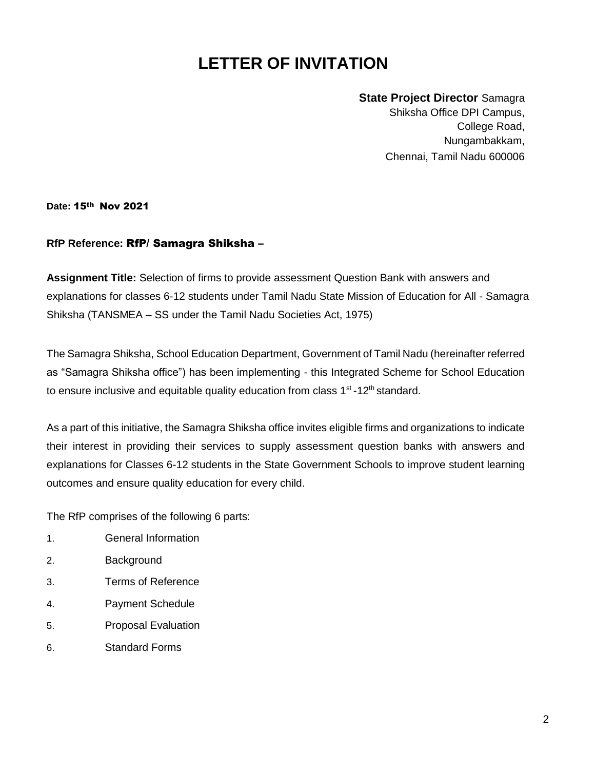# LETTER OF INVITATION

**State Project Director** Samagra Shiksha Office DPI Campus,
College Road,
Nungambakkam,
Chennai, Tamil Nadu 600006

**Date: 15th Nov 2021**

**RfP Reference: RfP/ Samagra Shiksha –**

**Assignment Title:** Selection of firms to provide assessment Question Bank with answers and explanations for classes 6-12 students under Tamil Nadu State Mission of Education for All - Samagra Shiksha (TANSMEA – SS under the Tamil Nadu Societies Act, 1975)

The Samagra Shiksha, School Education Department, Government of Tamil Nadu (hereinafter referred as "Samagra Shiksha office") has been implementing - this Integrated Scheme for School Education to ensure inclusive and equitable quality education from class 1st -12th standard.

As a part of this initiative, the Samagra Shiksha office invites eligible firms and organizations to indicate their interest in providing their services to supply assessment question banks with answers and explanations for Classes 6-12 students in the State Government Schools to improve student learning outcomes and ensure quality education for every child.

The RfP comprises of the following 6 parts:

1. General Information
2. Background
3. Terms of Reference
4. Payment Schedule
5. Proposal Evaluation
6. Standard Forms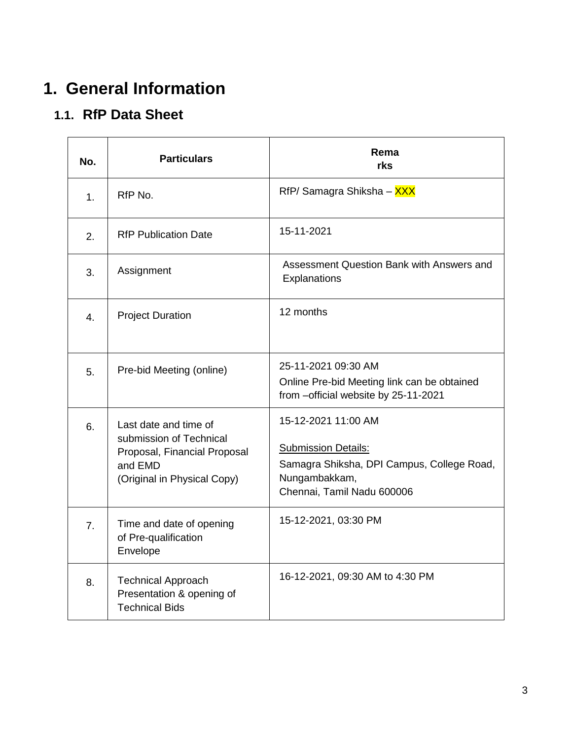# 1. General Information

## 1.1. RfP Data Sheet

| No. | Particulars | Remarks |
|---|---|---|
| 1. | RfP No. | RfP/ Samagra Shiksha – XXX |
| 2. | RfP Publication Date | 15-11-2021 |
| 3. | Assignment | Assessment Question Bank with Answers and Explanations |
| 4. | Project Duration | 12 months |
| 5. | Pre-bid Meeting (online) | 25-11-2021 09:30 AM<br>Online Pre-bid Meeting link can be obtained from –official website by 25-11-2021 |
| 6. | Last date and time of submission of Technical Proposal, Financial Proposal and EMD<br>(Original in Physical Copy) | 15-12-2021 11:00 AM<br><br>Submission Details:<br>Samagra Shiksha, DPI Campus, College Road, Nungambakkam,<br>Chennai, Tamil Nadu 600006 |
| 7. | Time and date of opening of Pre-qualification Envelope | 15-12-2021, 03:30 PM |
| 8. | Technical Approach Presentation & opening of Technical Bids | 16-12-2021, 09:30 AM to 4:30 PM |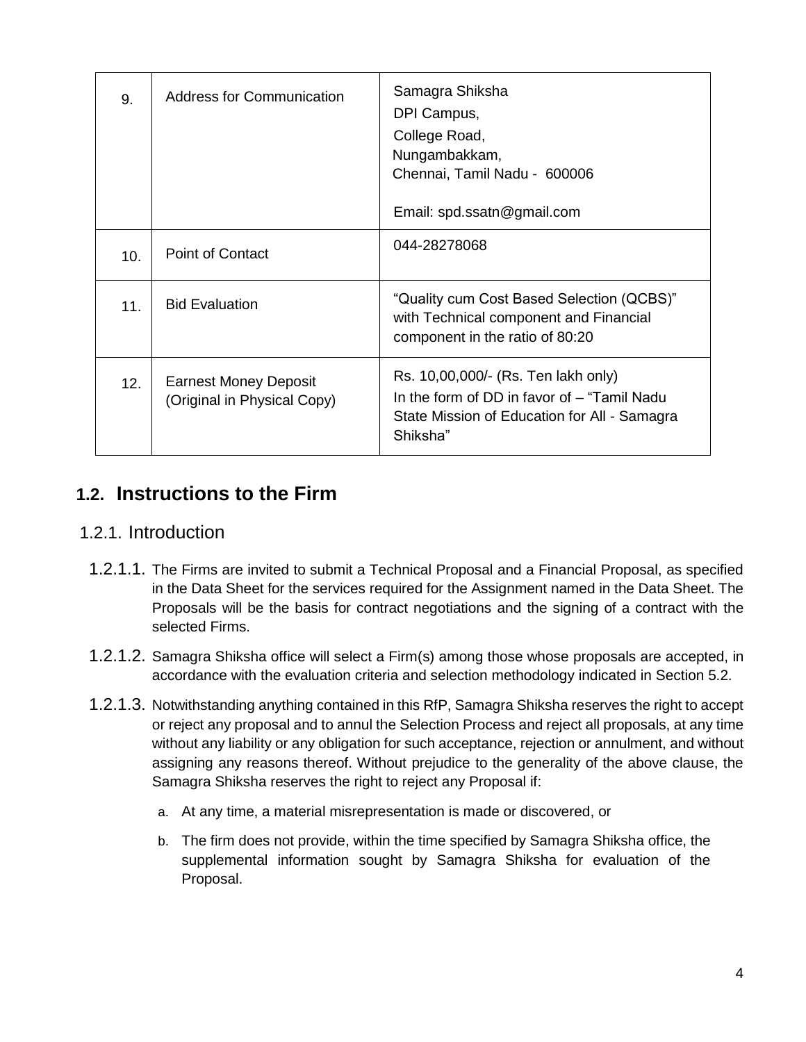| | | |
|---|---|---|
| 9. | Address for Communication | Samagra Shiksha<br>DPI Campus,<br>College Road,<br>Nungambakkam,<br>Chennai, Tamil Nadu - 600006<br><br>Email: spd.ssatn@gmail.com |
| 10. | Point of Contact | 044-28278068 |
| 11. | Bid Evaluation | "Quality cum Cost Based Selection (QCBS)" with Technical component and Financial component in the ratio of 80:20 |
| 12. | Earnest Money Deposit (Original in Physical Copy) | Rs. 10,00,000/- (Rs. Ten lakh only)<br>In the form of DD in favor of – "Tamil Nadu State Mission of Education for All - Samagra Shiksha" |

## 1.2. Instructions to the Firm

### 1.2.1. Introduction

1.2.1.1. The Firms are invited to submit a Technical Proposal and a Financial Proposal, as specified in the Data Sheet for the services required for the Assignment named in the Data Sheet. The Proposals will be the basis for contract negotiations and the signing of a contract with the selected Firms.

1.2.1.2. Samagra Shiksha office will select a Firm(s) among those whose proposals are accepted, in accordance with the evaluation criteria and selection methodology indicated in Section 5.2.

1.2.1.3. Notwithstanding anything contained in this RfP, Samagra Shiksha reserves the right to accept or reject any proposal and to annul the Selection Process and reject all proposals, at any time without any liability or any obligation for such acceptance, rejection or annulment, and without assigning any reasons thereof. Without prejudice to the generality of the above clause, the Samagra Shiksha reserves the right to reject any Proposal if:

a. At any time, a material misrepresentation is made or discovered, or

b. The firm does not provide, within the time specified by Samagra Shiksha office, the supplemental information sought by Samagra Shiksha for evaluation of the Proposal.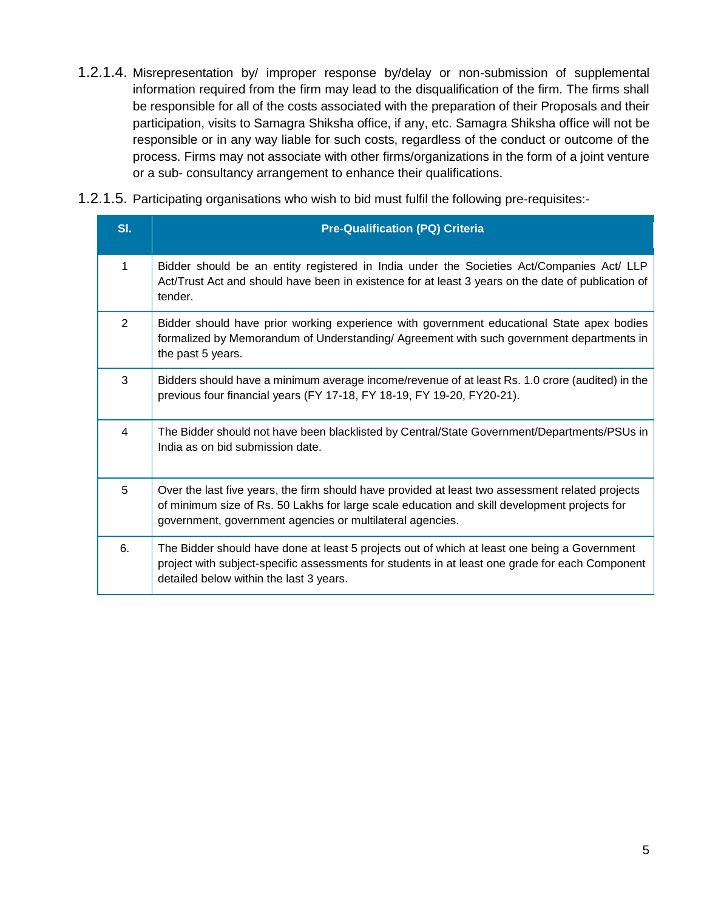1.2.1.4. Misrepresentation by/ improper response by/delay or non-submission of supplemental information required from the firm may lead to the disqualification of the firm. The firms shall be responsible for all of the costs associated with the preparation of their Proposals and their participation, visits to Samagra Shiksha office, if any, etc. Samagra Shiksha office will not be responsible or in any way liable for such costs, regardless of the conduct or outcome of the process. Firms may not associate with other firms/organizations in the form of a joint venture or a sub- consultancy arrangement to enhance their qualifications.

1.2.1.5. Participating organisations who wish to bid must fulfil the following pre-requisites:-

| Sl. | Pre-Qualification (PQ) Criteria |
|---|---|
| 1 | Bidder should be an entity registered in India under the Societies Act/Companies Act/ LLP Act/Trust Act and should have been in existence for at least 3 years on the date of publication of tender. |
| 2 | Bidder should have prior working experience with government educational State apex bodies formalized by Memorandum of Understanding/ Agreement with such government departments in the past 5 years. |
| 3 | Bidders should have a minimum average income/revenue of at least Rs. 1.0 crore (audited) in the previous four financial years (FY 17-18, FY 18-19, FY 19-20, FY20-21). |
| 4 | The Bidder should not have been blacklisted by Central/State Government/Departments/PSUs in India as on bid submission date. |
| 5 | Over the last five years, the firm should have provided at least two assessment related projects of minimum size of Rs. 50 Lakhs for large scale education and skill development projects for government, government agencies or multilateral agencies. |
| 6. | The Bidder should have done at least 5 projects out of which at least one being a Government project with subject-specific assessments for students in at least one grade for each Component detailed below within the last 3 years. |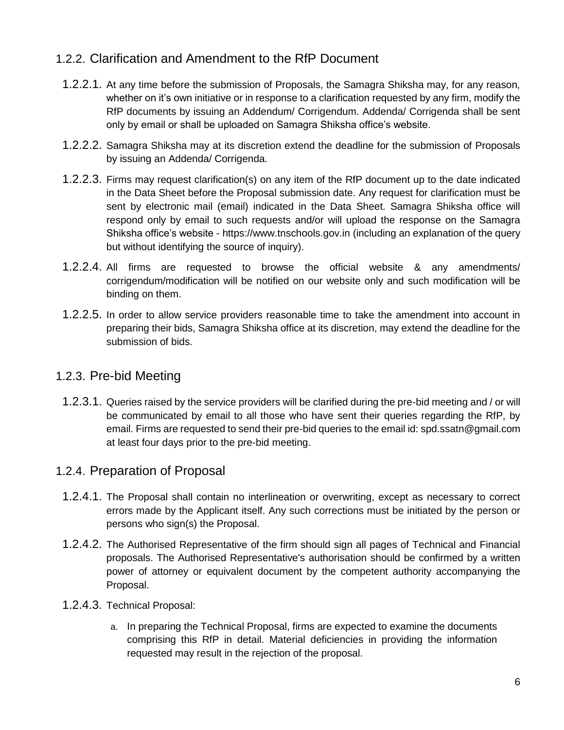### 1.2.2. Clarification and Amendment to the RfP Document

1.2.2.1. At any time before the submission of Proposals, the Samagra Shiksha may, for any reason, whether on it's own initiative or in response to a clarification requested by any firm, modify the RfP documents by issuing an Addendum/ Corrigendum. Addenda/ Corrigenda shall be sent only by email or shall be uploaded on Samagra Shiksha office's website.

1.2.2.2. Samagra Shiksha may at its discretion extend the deadline for the submission of Proposals by issuing an Addenda/ Corrigenda.

1.2.2.3. Firms may request clarification(s) on any item of the RfP document up to the date indicated in the Data Sheet before the Proposal submission date. Any request for clarification must be sent by electronic mail (email) indicated in the Data Sheet. Samagra Shiksha office will respond only by email to such requests and/or will upload the response on the Samagra Shiksha office's website - https://www.tnschools.gov.in (including an explanation of the query but without identifying the source of inquiry).

1.2.2.4. All firms are requested to browse the official website & any amendments/ corrigendum/modification will be notified on our website only and such modification will be binding on them.

1.2.2.5. In order to allow service providers reasonable time to take the amendment into account in preparing their bids, Samagra Shiksha office at its discretion, may extend the deadline for the submission of bids.

### 1.2.3. Pre-bid Meeting

1.2.3.1. Queries raised by the service providers will be clarified during the pre-bid meeting and / or will be communicated by email to all those who have sent their queries regarding the RfP, by email. Firms are requested to send their pre-bid queries to the email id: spd.ssatn@gmail.com at least four days prior to the pre-bid meeting.

### 1.2.4. Preparation of Proposal

1.2.4.1. The Proposal shall contain no interlineation or overwriting, except as necessary to correct errors made by the Applicant itself. Any such corrections must be initiated by the person or persons who sign(s) the Proposal.

1.2.4.2. The Authorised Representative of the firm should sign all pages of Technical and Financial proposals. The Authorised Representative's authorisation should be confirmed by a written power of attorney or equivalent document by the competent authority accompanying the Proposal.

1.2.4.3. Technical Proposal:

a. In preparing the Technical Proposal, firms are expected to examine the documents comprising this RfP in detail. Material deficiencies in providing the information requested may result in the rejection of the proposal.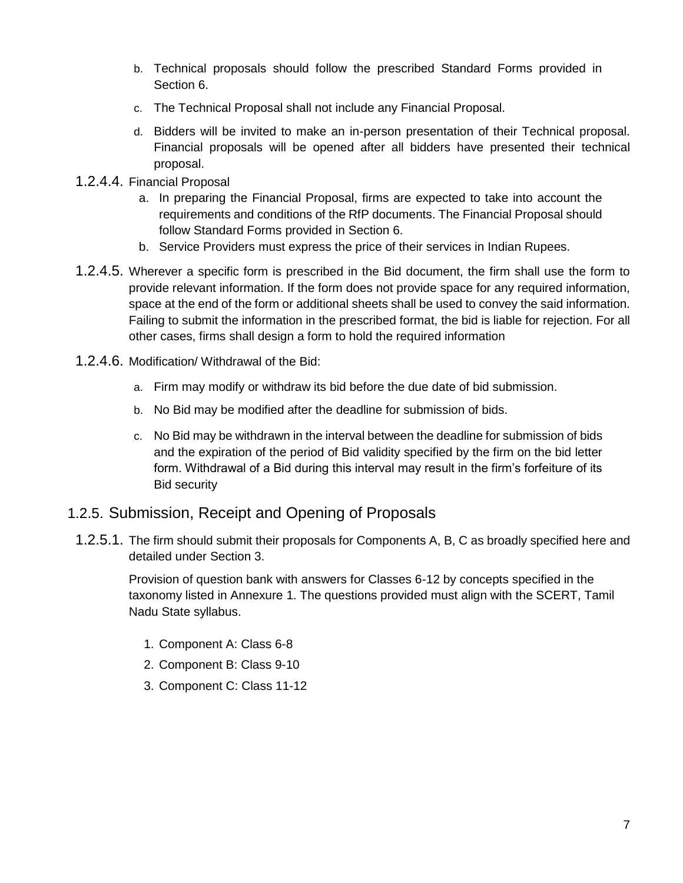b. Technical proposals should follow the prescribed Standard Forms provided in Section 6.

c. The Technical Proposal shall not include any Financial Proposal.

d. Bidders will be invited to make an in-person presentation of their Technical proposal. Financial proposals will be opened after all bidders have presented their technical proposal.

1.2.4.4. Financial Proposal

a. In preparing the Financial Proposal, firms are expected to take into account the requirements and conditions of the RfP documents. The Financial Proposal should follow Standard Forms provided in Section 6.

b. Service Providers must express the price of their services in Indian Rupees.

1.2.4.5. Wherever a specific form is prescribed in the Bid document, the firm shall use the form to provide relevant information. If the form does not provide space for any required information, space at the end of the form or additional sheets shall be used to convey the said information. Failing to submit the information in the prescribed format, the bid is liable for rejection. For all other cases, firms shall design a form to hold the required information

1.2.4.6. Modification/ Withdrawal of the Bid:

a. Firm may modify or withdraw its bid before the due date of bid submission.

b. No Bid may be modified after the deadline for submission of bids.

c. No Bid may be withdrawn in the interval between the deadline for submission of bids and the expiration of the period of Bid validity specified by the firm on the bid letter form. Withdrawal of a Bid during this interval may result in the firm's forfeiture of its Bid security

## 1.2.5. Submission, Receipt and Opening of Proposals

1.2.5.1. The firm should submit their proposals for Components A, B, C as broadly specified here and detailed under Section 3.

Provision of question bank with answers for Classes 6-12 by concepts specified in the taxonomy listed in Annexure 1. The questions provided must align with the SCERT, Tamil Nadu State syllabus.

1. Component A: Class 6-8
2. Component B: Class 9-10
3. Component C: Class 11-12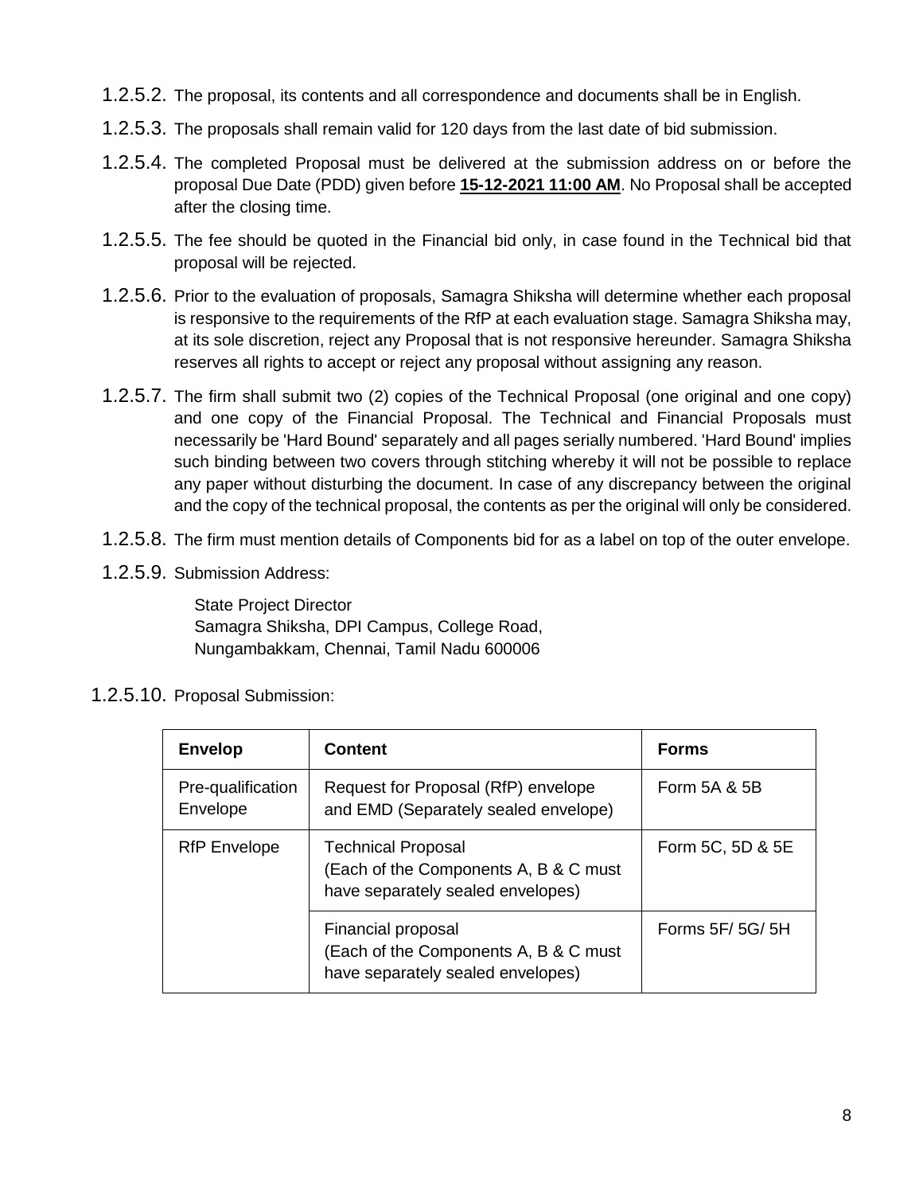1.2.5.2. The proposal, its contents and all correspondence and documents shall be in English.

1.2.5.3. The proposals shall remain valid for 120 days from the last date of bid submission.

1.2.5.4. The completed Proposal must be delivered at the submission address on or before the proposal Due Date (PDD) given before **15-12-2021 11:00 AM**. No Proposal shall be accepted after the closing time.

1.2.5.5. The fee should be quoted in the Financial bid only, in case found in the Technical bid that proposal will be rejected.

1.2.5.6. Prior to the evaluation of proposals, Samagra Shiksha will determine whether each proposal is responsive to the requirements of the RfP at each evaluation stage. Samagra Shiksha may, at its sole discretion, reject any Proposal that is not responsive hereunder. Samagra Shiksha reserves all rights to accept or reject any proposal without assigning any reason.

1.2.5.7. The firm shall submit two (2) copies of the Technical Proposal (one original and one copy) and one copy of the Financial Proposal. The Technical and Financial Proposals must necessarily be 'Hard Bound' separately and all pages serially numbered. 'Hard Bound' implies such binding between two covers through stitching whereby it will not be possible to replace any paper without disturbing the document. In case of any discrepancy between the original and the copy of the technical proposal, the contents as per the original will only be considered.

1.2.5.8. The firm must mention details of Components bid for as a label on top of the outer envelope.

1.2.5.9. Submission Address:

State Project Director
Samagra Shiksha, DPI Campus, College Road,
Nungambakkam, Chennai, Tamil Nadu 600006

1.2.5.10. Proposal Submission:

| Envelop | Content | Forms |
|---|---|---|
| Pre-qualification Envelope | Request for Proposal (RfP) envelope and EMD (Separately sealed envelope) | Form 5A & 5B |
| RfP Envelope | Technical Proposal (Each of the Components A, B & C must have separately sealed envelopes) | Form 5C, 5D & 5E |
| | Financial proposal (Each of the Components A, B & C must have separately sealed envelopes) | Forms 5F/ 5G/ 5H |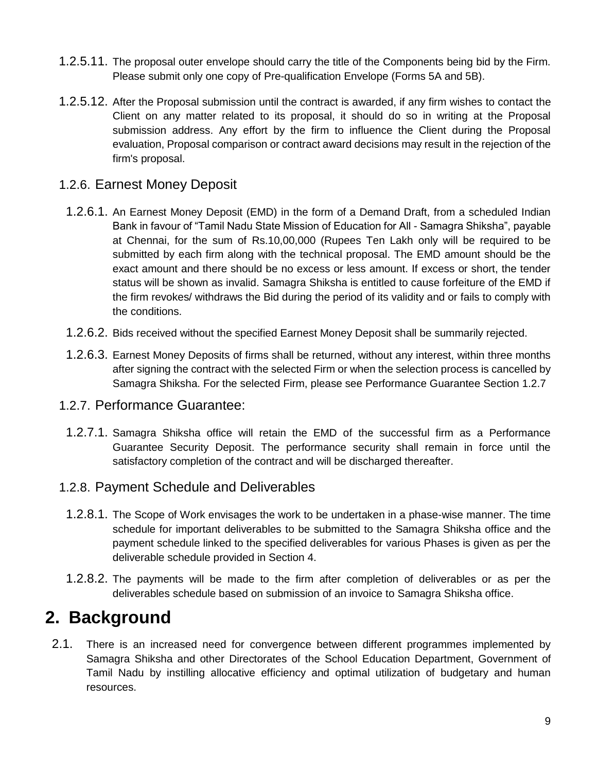1.2.5.11. The proposal outer envelope should carry the title of the Components being bid by the Firm. Please submit only one copy of Pre-qualification Envelope (Forms 5A and 5B).

1.2.5.12. After the Proposal submission until the contract is awarded, if any firm wishes to contact the Client on any matter related to its proposal, it should do so in writing at the Proposal submission address. Any effort by the firm to influence the Client during the Proposal evaluation, Proposal comparison or contract award decisions may result in the rejection of the firm's proposal.

### 1.2.6. Earnest Money Deposit

1.2.6.1. An Earnest Money Deposit (EMD) in the form of a Demand Draft, from a scheduled Indian Bank in favour of "Tamil Nadu State Mission of Education for All - Samagra Shiksha", payable at Chennai, for the sum of Rs.10,00,000 (Rupees Ten Lakh only will be required to be submitted by each firm along with the technical proposal. The EMD amount should be the exact amount and there should be no excess or less amount. If excess or short, the tender status will be shown as invalid. Samagra Shiksha is entitled to cause forfeiture of the EMD if the firm revokes/ withdraws the Bid during the period of its validity and or fails to comply with the conditions.

1.2.6.2. Bids received without the specified Earnest Money Deposit shall be summarily rejected.

1.2.6.3. Earnest Money Deposits of firms shall be returned, without any interest, within three months after signing the contract with the selected Firm or when the selection process is cancelled by Samagra Shiksha. For the selected Firm, please see Performance Guarantee Section 1.2.7

### 1.2.7. Performance Guarantee:

1.2.7.1. Samagra Shiksha office will retain the EMD of the successful firm as a Performance Guarantee Security Deposit. The performance security shall remain in force until the satisfactory completion of the contract and will be discharged thereafter.

### 1.2.8. Payment Schedule and Deliverables

1.2.8.1. The Scope of Work envisages the work to be undertaken in a phase-wise manner. The time schedule for important deliverables to be submitted to the Samagra Shiksha office and the payment schedule linked to the specified deliverables for various Phases is given as per the deliverable schedule provided in Section 4.

1.2.8.2. The payments will be made to the firm after completion of deliverables or as per the deliverables schedule based on submission of an invoice to Samagra Shiksha office.

# 2. Background

2.1. There is an increased need for convergence between different programmes implemented by Samagra Shiksha and other Directorates of the School Education Department, Government of Tamil Nadu by instilling allocative efficiency and optimal utilization of budgetary and human resources.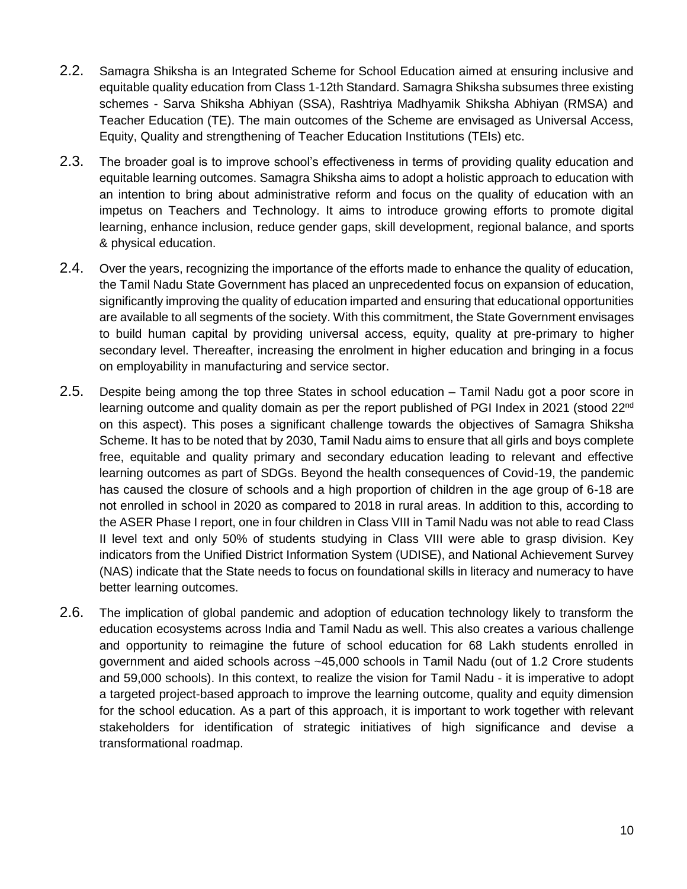2.2. Samagra Shiksha is an Integrated Scheme for School Education aimed at ensuring inclusive and equitable quality education from Class 1-12th Standard. Samagra Shiksha subsumes three existing schemes - Sarva Shiksha Abhiyan (SSA), Rashtriya Madhyamik Shiksha Abhiyan (RMSA) and Teacher Education (TE). The main outcomes of the Scheme are envisaged as Universal Access, Equity, Quality and strengthening of Teacher Education Institutions (TEIs) etc.

2.3. The broader goal is to improve school's effectiveness in terms of providing quality education and equitable learning outcomes. Samagra Shiksha aims to adopt a holistic approach to education with an intention to bring about administrative reform and focus on the quality of education with an impetus on Teachers and Technology. It aims to introduce growing efforts to promote digital learning, enhance inclusion, reduce gender gaps, skill development, regional balance, and sports & physical education.

2.4. Over the years, recognizing the importance of the efforts made to enhance the quality of education, the Tamil Nadu State Government has placed an unprecedented focus on expansion of education, significantly improving the quality of education imparted and ensuring that educational opportunities are available to all segments of the society. With this commitment, the State Government envisages to build human capital by providing universal access, equity, quality at pre-primary to higher secondary level. Thereafter, increasing the enrolment in higher education and bringing in a focus on employability in manufacturing and service sector.

2.5. Despite being among the top three States in school education – Tamil Nadu got a poor score in learning outcome and quality domain as per the report published of PGI Index in 2021 (stood 22nd on this aspect). This poses a significant challenge towards the objectives of Samagra Shiksha Scheme. It has to be noted that by 2030, Tamil Nadu aims to ensure that all girls and boys complete free, equitable and quality primary and secondary education leading to relevant and effective learning outcomes as part of SDGs. Beyond the health consequences of Covid-19, the pandemic has caused the closure of schools and a high proportion of children in the age group of 6-18 are not enrolled in school in 2020 as compared to 2018 in rural areas. In addition to this, according to the ASER Phase I report, one in four children in Class VIII in Tamil Nadu was not able to read Class II level text and only 50% of students studying in Class VIII were able to grasp division. Key indicators from the Unified District Information System (UDISE), and National Achievement Survey (NAS) indicate that the State needs to focus on foundational skills in literacy and numeracy to have better learning outcomes.

2.6. The implication of global pandemic and adoption of education technology likely to transform the education ecosystems across India and Tamil Nadu as well. This also creates a various challenge and opportunity to reimagine the future of school education for 68 Lakh students enrolled in government and aided schools across ~45,000 schools in Tamil Nadu (out of 1.2 Crore students and 59,000 schools). In this context, to realize the vision for Tamil Nadu - it is imperative to adopt a targeted project-based approach to improve the learning outcome, quality and equity dimension for the school education. As a part of this approach, it is important to work together with relevant stakeholders for identification of strategic initiatives of high significance and devise a transformational roadmap.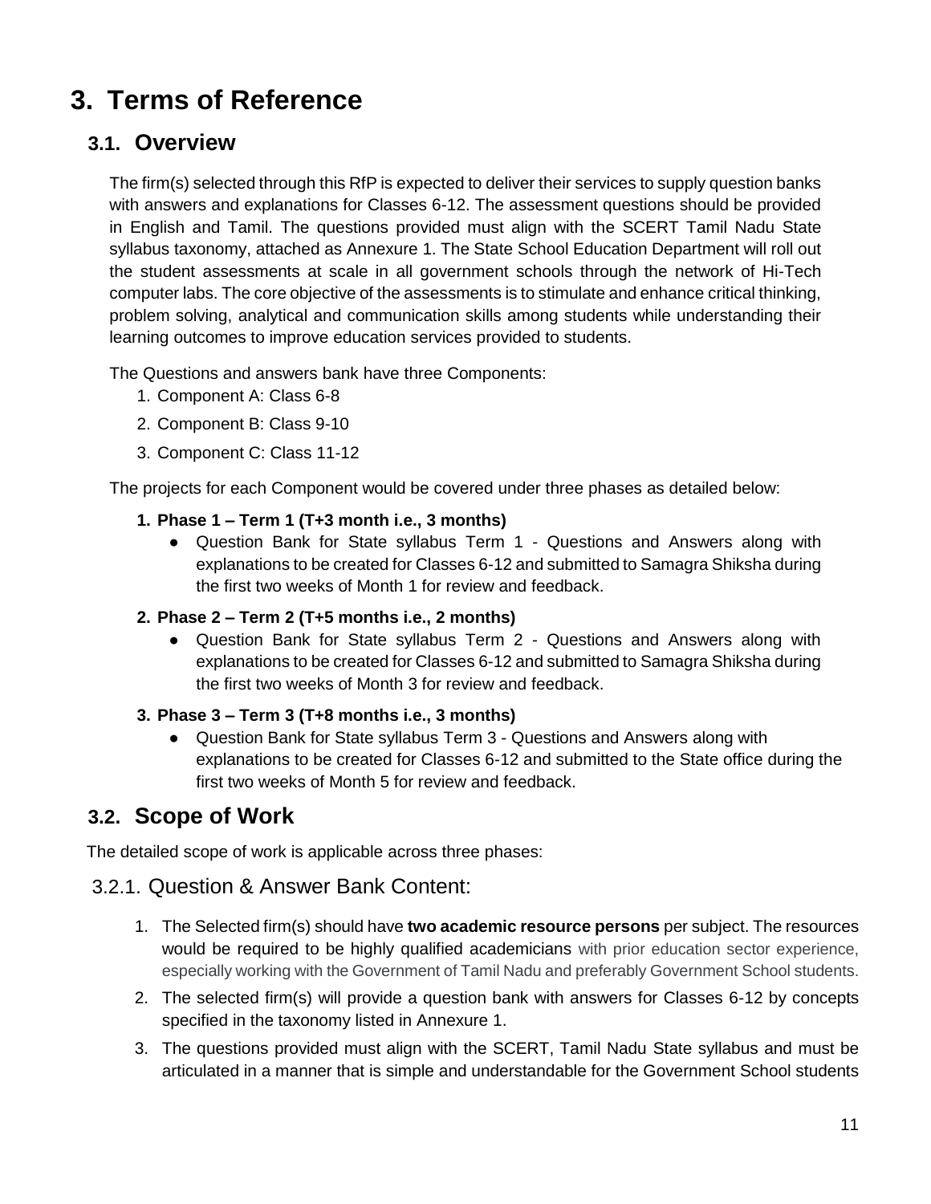# 3. Terms of Reference

## 3.1. Overview

The firm(s) selected through this RfP is expected to deliver their services to supply question banks with answers and explanations for Classes 6-12. The assessment questions should be provided in English and Tamil. The questions provided must align with the SCERT Tamil Nadu State syllabus taxonomy, attached as Annexure 1. The State School Education Department will roll out the student assessments at scale in all government schools through the network of Hi-Tech computer labs. The core objective of the assessments is to stimulate and enhance critical thinking, problem solving, analytical and communication skills among students while understanding their learning outcomes to improve education services provided to students.

The Questions and answers bank have three Components:

1. Component A: Class 6-8
2. Component B: Class 9-10
3. Component C: Class 11-12

The projects for each Component would be covered under three phases as detailed below:

1. **Phase 1 – Term 1 (T+3 month i.e., 3 months)**
   - Question Bank for State syllabus Term 1 - Questions and Answers along with explanations to be created for Classes 6-12 and submitted to Samagra Shiksha during the first two weeks of Month 1 for review and feedback.
2. **Phase 2 – Term 2 (T+5 months i.e., 2 months)**
   - Question Bank for State syllabus Term 2 - Questions and Answers along with explanations to be created for Classes 6-12 and submitted to Samagra Shiksha during the first two weeks of Month 3 for review and feedback.
3. **Phase 3 – Term 3 (T+8 months i.e., 3 months)**
   - Question Bank for State syllabus Term 3 - Questions and Answers along with explanations to be created for Classes 6-12 and submitted to the State office during the first two weeks of Month 5 for review and feedback.

## 3.2. Scope of Work

The detailed scope of work is applicable across three phases:

### 3.2.1. Question & Answer Bank Content:

1. The Selected firm(s) should have **two academic resource persons** per subject. The resources would be required to be highly qualified academicians with prior education sector experience, especially working with the Government of Tamil Nadu and preferably Government School students.
2. The selected firm(s) will provide a question bank with answers for Classes 6-12 by concepts specified in the taxonomy listed in Annexure 1.
3. The questions provided must align with the SCERT, Tamil Nadu State syllabus and must be articulated in a manner that is simple and understandable for the Government School students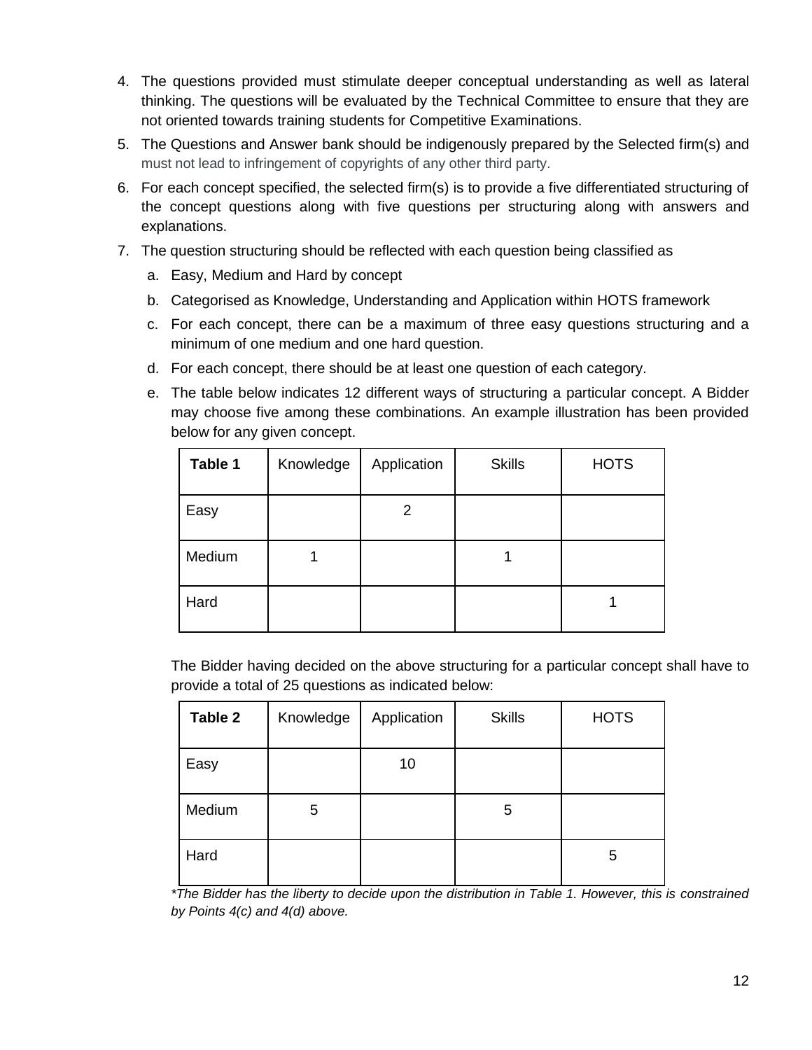4. The questions provided must stimulate deeper conceptual understanding as well as lateral thinking. The questions will be evaluated by the Technical Committee to ensure that they are not oriented towards training students for Competitive Examinations.
5. The Questions and Answer bank should be indigenously prepared by the Selected firm(s) and must not lead to infringement of copyrights of any other third party.
6. For each concept specified, the selected firm(s) is to provide a five differentiated structuring of the concept questions along with five questions per structuring along with answers and explanations.
7. The question structuring should be reflected with each question being classified as
   a. Easy, Medium and Hard by concept
   b. Categorised as Knowledge, Understanding and Application within HOTS framework
   c. For each concept, there can be a maximum of three easy questions structuring and a minimum of one medium and one hard question.
   d. For each concept, there should be at least one question of each category.
   e. The table below indicates 12 different ways of structuring a particular concept. A Bidder may choose five among these combinations. An example illustration has been provided below for any given concept.

| **Table 1** | Knowledge | Application | Skills | HOTS |
|---|---|---|---|---|
| Easy | | 2 | | |
| Medium | 1 | | 1 | |
| Hard | | | | 1 |

The Bidder having decided on the above structuring for a particular concept shall have to provide a total of 25 questions as indicated below:

| **Table 2** | Knowledge | Application | Skills | HOTS |
|---|---|---|---|---|
| Easy | | 10 | | |
| Medium | 5 | | 5 | |
| Hard | | | | 5 |

*\*The Bidder has the liberty to decide upon the distribution in Table 1. However, this is constrained by Points 4(c) and 4(d) above.*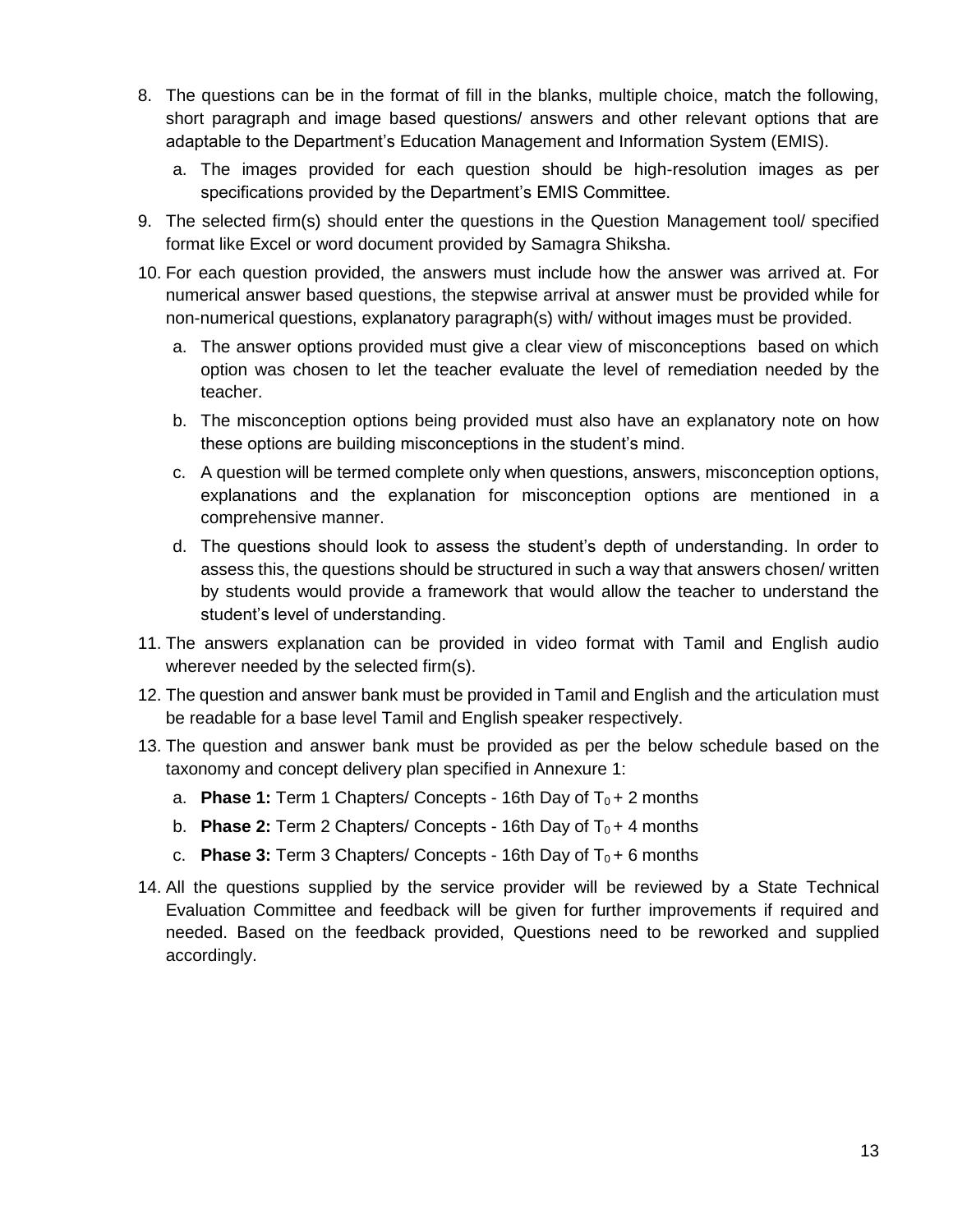8. The questions can be in the format of fill in the blanks, multiple choice, match the following, short paragraph and image based questions/ answers and other relevant options that are adaptable to the Department's Education Management and Information System (EMIS).
   a. The images provided for each question should be high-resolution images as per specifications provided by the Department's EMIS Committee.
9. The selected firm(s) should enter the questions in the Question Management tool/ specified format like Excel or word document provided by Samagra Shiksha.
10. For each question provided, the answers must include how the answer was arrived at. For numerical answer based questions, the stepwise arrival at answer must be provided while for non-numerical questions, explanatory paragraph(s) with/ without images must be provided.
    a. The answer options provided must give a clear view of misconceptions based on which option was chosen to let the teacher evaluate the level of remediation needed by the teacher.
    b. The misconception options being provided must also have an explanatory note on how these options are building misconceptions in the student's mind.
    c. A question will be termed complete only when questions, answers, misconception options, explanations and the explanation for misconception options are mentioned in a comprehensive manner.
    d. The questions should look to assess the student's depth of understanding. In order to assess this, the questions should be structured in such a way that answers chosen/ written by students would provide a framework that would allow the teacher to understand the student's level of understanding.
11. The answers explanation can be provided in video format with Tamil and English audio wherever needed by the selected firm(s).
12. The question and answer bank must be provided in Tamil and English and the articulation must be readable for a base level Tamil and English speaker respectively.
13. The question and answer bank must be provided as per the below schedule based on the taxonomy and concept delivery plan specified in Annexure 1:
    a. **Phase 1:** Term 1 Chapters/ Concepts - 16th Day of $T_0$ + 2 months
    b. **Phase 2:** Term 2 Chapters/ Concepts - 16th Day of $T_0$ + 4 months
    c. **Phase 3:** Term 3 Chapters/ Concepts - 16th Day of $T_0$ + 6 months
14. All the questions supplied by the service provider will be reviewed by a State Technical Evaluation Committee and feedback will be given for further improvements if required and needed. Based on the feedback provided, Questions need to be reworked and supplied accordingly.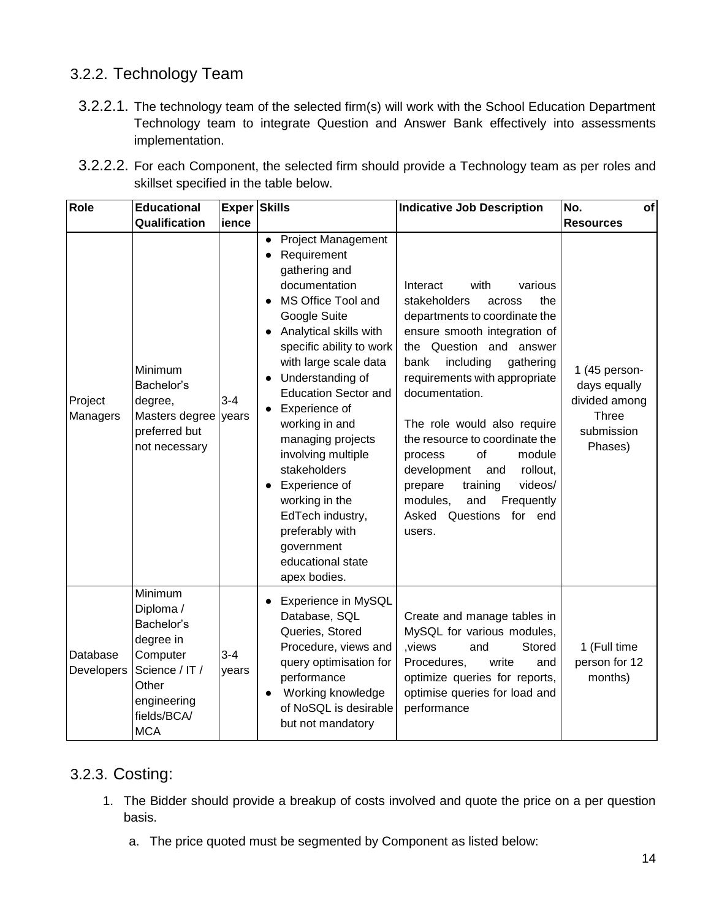## 3.2.2. Technology Team

3.2.2.1. The technology team of the selected firm(s) will work with the School Education Department Technology team to integrate Question and Answer Bank effectively into assessments implementation.

3.2.2.2. For each Component, the selected firm should provide a Technology team as per roles and skillset specified in the table below.

| Role | Educational Qualification | Experience | Skills | Indicative Job Description | No. of Resources |
|---|---|---|---|---|---|
| Project Managers | Minimum Bachelor's degree, Masters degree preferred but not necessary | 3-4 years | • Project Management<br>• Requirement gathering and documentation<br>• MS Office Tool and Google Suite<br>• Analytical skills with specific ability to work with large scale data<br>• Understanding of Education Sector and<br>• Experience of working in and managing projects involving multiple stakeholders<br>• Experience of working in the EdTech industry, preferably with government educational state apex bodies. | Interact with various stakeholders across the departments to coordinate the ensure smooth integration of the Question and answer bank including gathering requirements with appropriate documentation.<br><br>The role would also require the resource to coordinate the process of module development and rollout, prepare training videos/ modules, and Frequently Asked Questions for end users. | 1 (45 person-days equally divided among Three submission Phases) |
| Database Developers | Minimum Diploma / Bachelor's degree in Computer Science / IT / Other engineering fields/BCA/ MCA | 3-4 years | • Experience in MySQL Database, SQL Queries, Stored Procedure, views and query optimisation for performance<br>• Working knowledge of NoSQL is desirable but not mandatory | Create and manage tables in MySQL for various modules, ,views and Stored Procedures, write and optimize queries for reports, optimise queries for load and performance | 1 (Full time person for 12 months) |

## 3.2.3. Costing:

1. The Bidder should provide a breakup of costs involved and quote the price on a per question basis.
   a. The price quoted must be segmented by Component as listed below: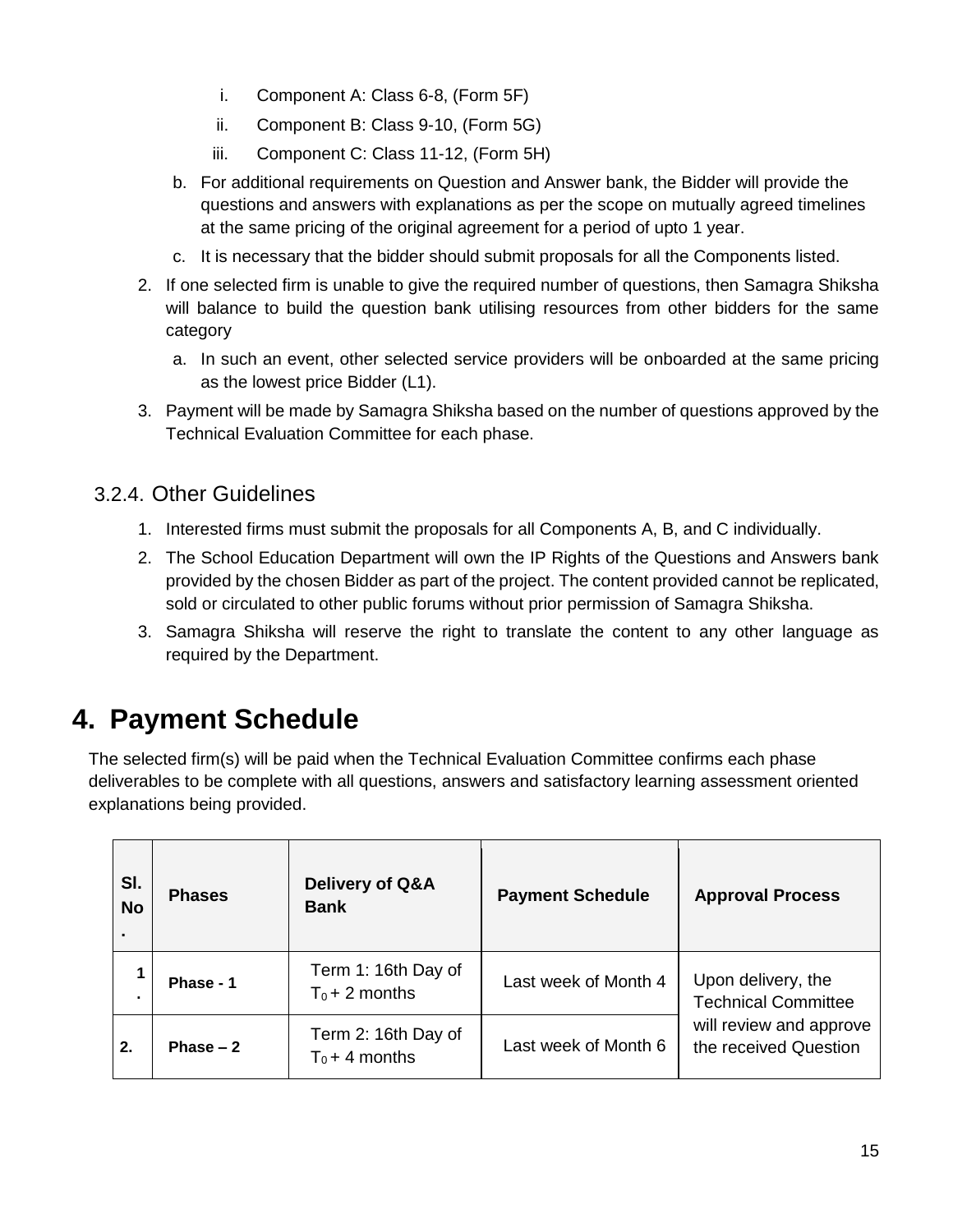i. Component A: Class 6-8, (Form 5F)
   ii. Component B: Class 9-10, (Form 5G)
   iii. Component C: Class 11-12, (Form 5H)

   b. For additional requirements on Question and Answer bank, the Bidder will provide the questions and answers with explanations as per the scope on mutually agreed timelines at the same pricing of the original agreement for a period of upto 1 year.

   c. It is necessary that the bidder should submit proposals for all the Components listed.

2. If one selected firm is unable to give the required number of questions, then Samagra Shiksha will balance to build the question bank utilising resources from other bidders for the same category
   a. In such an event, other selected service providers will be onboarded at the same pricing as the lowest price Bidder (L1).
3. Payment will be made by Samagra Shiksha based on the number of questions approved by the Technical Evaluation Committee for each phase.

### 3.2.4. Other Guidelines

1. Interested firms must submit the proposals for all Components A, B, and C individually.
2. The School Education Department will own the IP Rights of the Questions and Answers bank provided by the chosen Bidder as part of the project. The content provided cannot be replicated, sold or circulated to other public forums without prior permission of Samagra Shiksha.
3. Samagra Shiksha will reserve the right to translate the content to any other language as required by the Department.

# 4. Payment Schedule

The selected firm(s) will be paid when the Technical Evaluation Committee confirms each phase deliverables to be complete with all questions, answers and satisfactory learning assessment oriented explanations being provided.

| Sl. No. | Phases | Delivery of Q&A Bank | Payment Schedule | Approval Process |
|---|---|---|---|---|
| 1. | Phase - 1 | Term 1: 16th Day of $T_0$ + 2 months | Last week of Month 4 | Upon delivery, the Technical Committee will review and approve the received Question |
| 2. | Phase – 2 | Term 2: 16th Day of $T_0$ + 4 months | Last week of Month 6 | |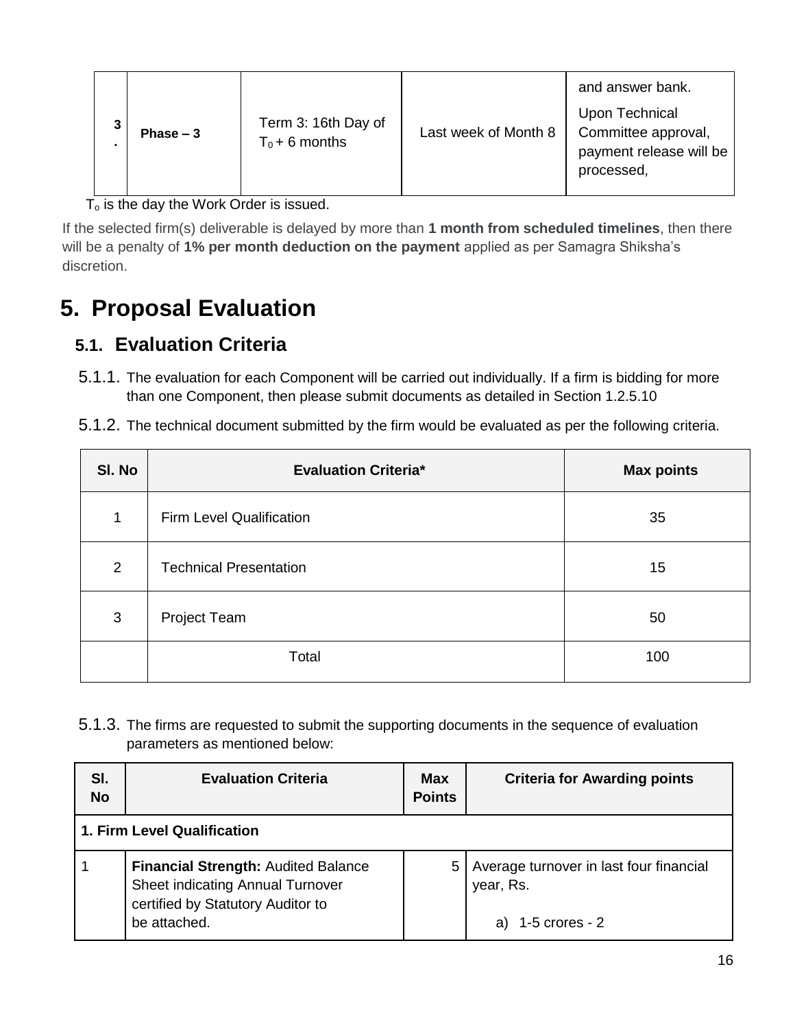| 3. | Phase – 3 | Term 3: 16th Day of $T_0 + 6$ months | Last week of Month 8 | and answer bank.<br><br>Upon Technical Committee approval, payment release will be processed, |
|---|---|---|---|---|

$T_o$ is the day the Work Order is issued.

If the selected firm(s) deliverable is delayed by more than **1 month from scheduled timelines**, then there will be a penalty of **1% per month deduction on the payment** applied as per Samagra Shiksha's discretion.

# 5. Proposal Evaluation

## 5.1. Evaluation Criteria

5.1.1. The evaluation for each Component will be carried out individually. If a firm is bidding for more than one Component, then please submit documents as detailed in Section 1.2.5.10

5.1.2. The technical document submitted by the firm would be evaluated as per the following criteria.

| Sl. No | Evaluation Criteria* | Max points |
|---|---|---|
| 1 | Firm Level Qualification | 35 |
| 2 | Technical Presentation | 15 |
| 3 | Project Team | 50 |
| | Total | 100 |

5.1.3. The firms are requested to submit the supporting documents in the sequence of evaluation parameters as mentioned below:

| Sl. No | Evaluation Criteria | Max Points | Criteria for Awarding points |
|---|---|---|---|
| **1. Firm Level Qualification** | | | |
| 1 | **Financial Strength:** Audited Balance Sheet indicating Annual Turnover certified by Statutory Auditor to be attached. | 5 | Average turnover in last four financial year, Rs.<br><br>a) 1-5 crores - 2 |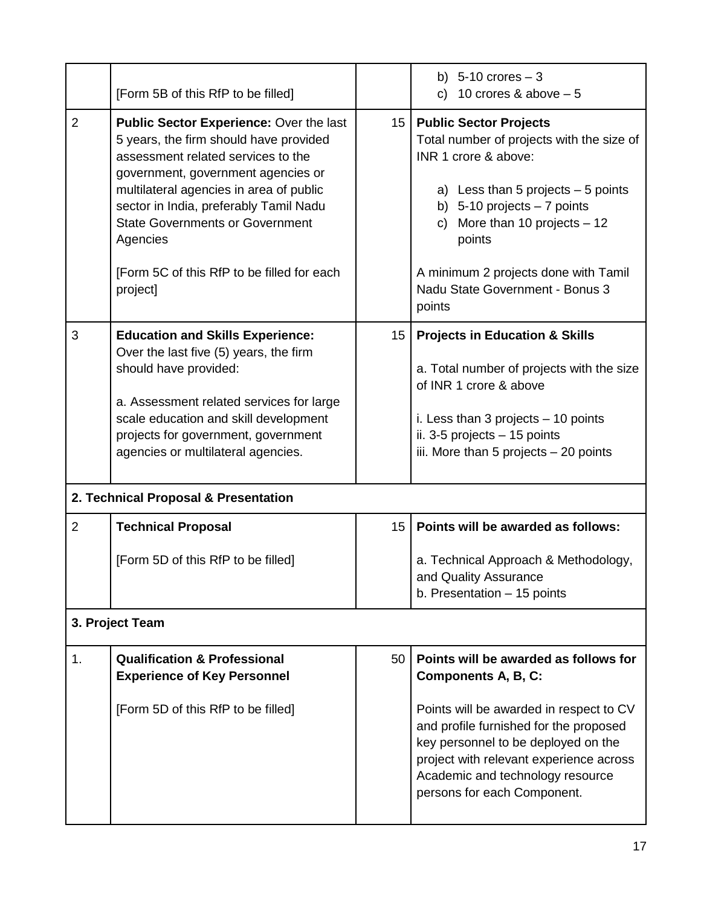| | | | |
|---|---|---|---|
| | [Form 5B of this RfP to be filled] | | b) 5-10 crores – 3<br>c) 10 crores & above – 5 |
| 2 | **Public Sector Experience:** Over the last 5 years, the firm should have provided assessment related services to the government, government agencies or multilateral agencies in area of public sector in India, preferably Tamil Nadu State Governments or Government Agencies<br><br>[Form 5C of this RfP to be filled for each project] | 15 | **Public Sector Projects**<br>Total number of projects with the size of INR 1 crore & above:<br><br>a) Less than 5 projects – 5 points<br>b) 5-10 projects – 7 points<br>c) More than 10 projects – 12 points<br><br>A minimum 2 projects done with Tamil Nadu State Government - Bonus 3 points |
| 3 | **Education and Skills Experience:** Over the last five (5) years, the firm should have provided:<br><br>a. Assessment related services for large scale education and skill development projects for government, government agencies or multilateral agencies. | 15 | **Projects in Education & Skills**<br><br>a. Total number of projects with the size of INR 1 crore & above<br><br>i. Less than 3 projects – 10 points<br>ii. 3-5 projects – 15 points<br>iii. More than 5 projects – 20 points |
| **2. Technical Proposal & Presentation** | | | |
| 2 | **Technical Proposal**<br><br>[Form 5D of this RfP to be filled] | 15 | **Points will be awarded as follows:**<br><br>a. Technical Approach & Methodology, and Quality Assurance<br>b. Presentation – 15 points |
| **3. Project Team** | | | |
| 1. | **Qualification & Professional Experience of Key Personnel**<br><br>[Form 5D of this RfP to be filled] | 50 | **Points will be awarded as follows for Components A, B, C:**<br><br>Points will be awarded in respect to CV and profile furnished for the proposed key personnel to be deployed on the project with relevant experience across Academic and technology resource persons for each Component. |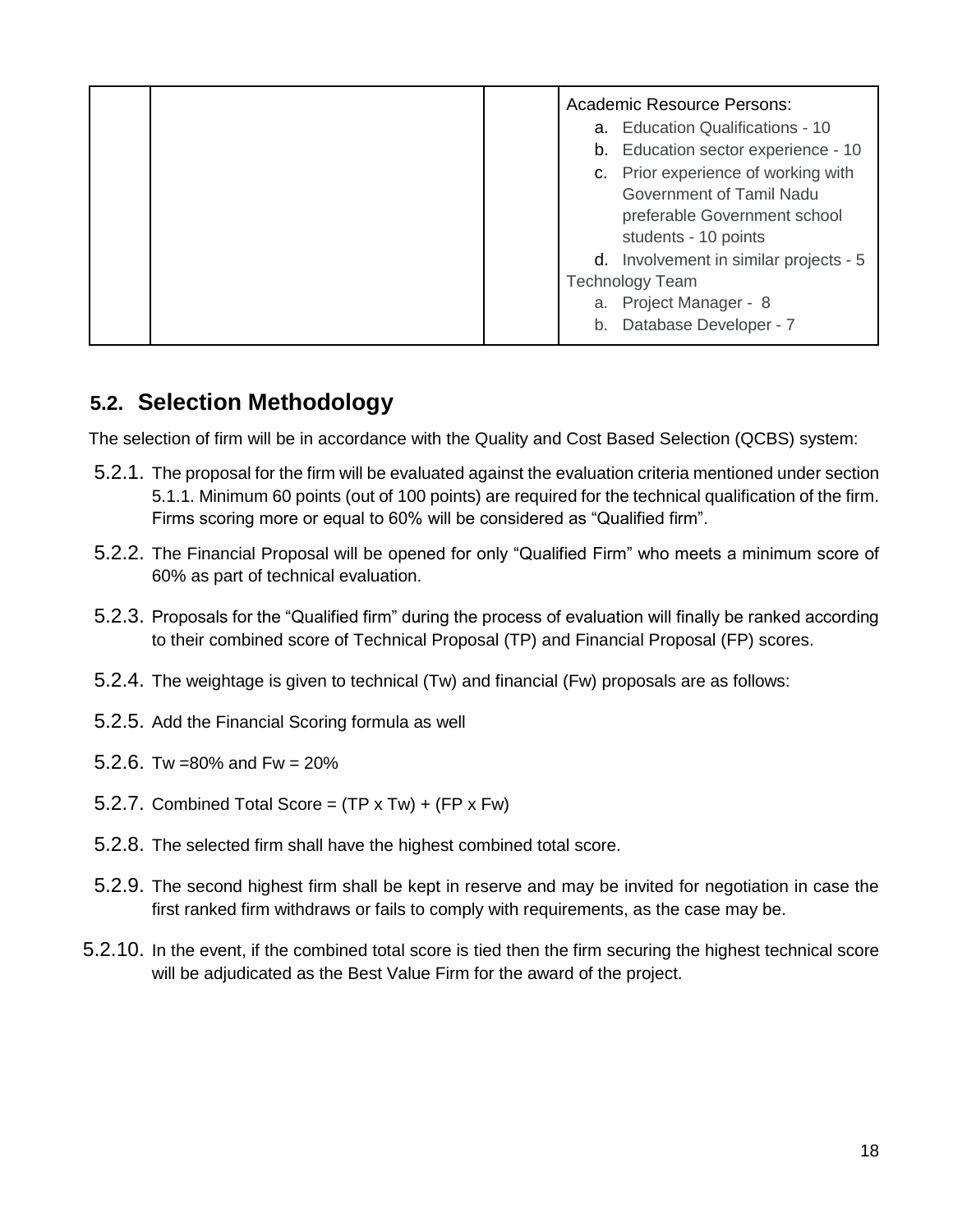|  |  |  | Academic Resource Persons:<br>a. Education Qualifications - 10<br>b. Education sector experience - 10<br>c. Prior experience of working with Government of Tamil Nadu preferable Government school students - 10 points<br>d. Involvement in similar projects - 5<br>Technology Team<br>a. Project Manager - 8<br>b. Database Developer - 7 |
|---|---|---|---|

## 5.2. Selection Methodology

The selection of firm will be in accordance with the Quality and Cost Based Selection (QCBS) system:

5.2.1. The proposal for the firm will be evaluated against the evaluation criteria mentioned under section 5.1.1. Minimum 60 points (out of 100 points) are required for the technical qualification of the firm. Firms scoring more or equal to 60% will be considered as "Qualified firm".

5.2.2. The Financial Proposal will be opened for only "Qualified Firm" who meets a minimum score of 60% as part of technical evaluation.

5.2.3. Proposals for the "Qualified firm" during the process of evaluation will finally be ranked according to their combined score of Technical Proposal (TP) and Financial Proposal (FP) scores.

5.2.4. The weightage is given to technical (Tw) and financial (Fw) proposals are as follows:

5.2.5. Add the Financial Scoring formula as well

5.2.6. Tw =80% and Fw = 20%

5.2.7. Combined Total Score = (TP x Tw) + (FP x Fw)

5.2.8. The selected firm shall have the highest combined total score.

5.2.9. The second highest firm shall be kept in reserve and may be invited for negotiation in case the first ranked firm withdraws or fails to comply with requirements, as the case may be.

5.2.10. In the event, if the combined total score is tied then the firm securing the highest technical score will be adjudicated as the Best Value Firm for the award of the project.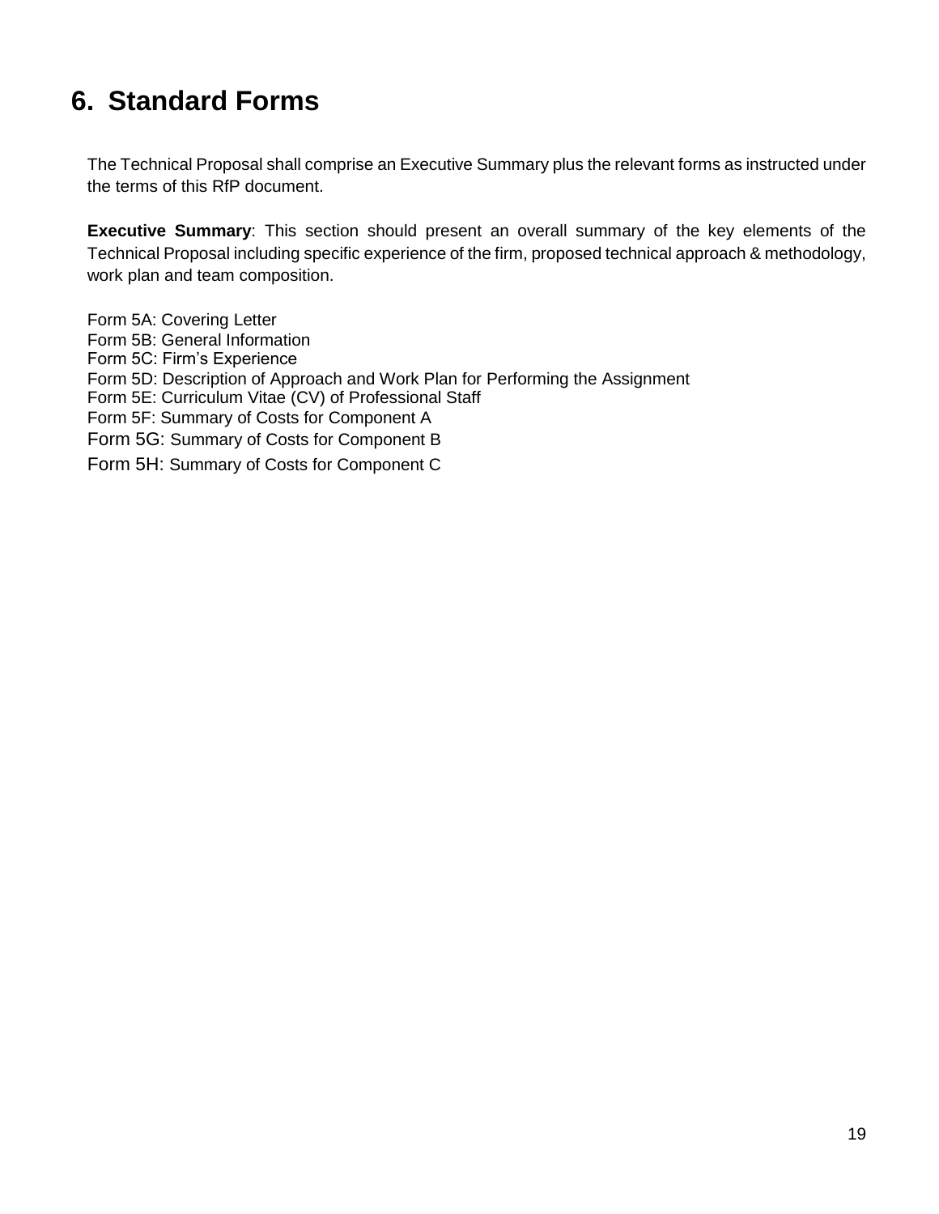# 6. Standard Forms

The Technical Proposal shall comprise an Executive Summary plus the relevant forms as instructed under the terms of this RfP document.

**Executive Summary**: This section should present an overall summary of the key elements of the Technical Proposal including specific experience of the firm, proposed technical approach & methodology, work plan and team composition.

Form 5A: Covering Letter
Form 5B: General Information
Form 5C: Firm's Experience
Form 5D: Description of Approach and Work Plan for Performing the Assignment
Form 5E: Curriculum Vitae (CV) of Professional Staff
Form 5F: Summary of Costs for Component A
Form 5G: Summary of Costs for Component B
Form 5H: Summary of Costs for Component C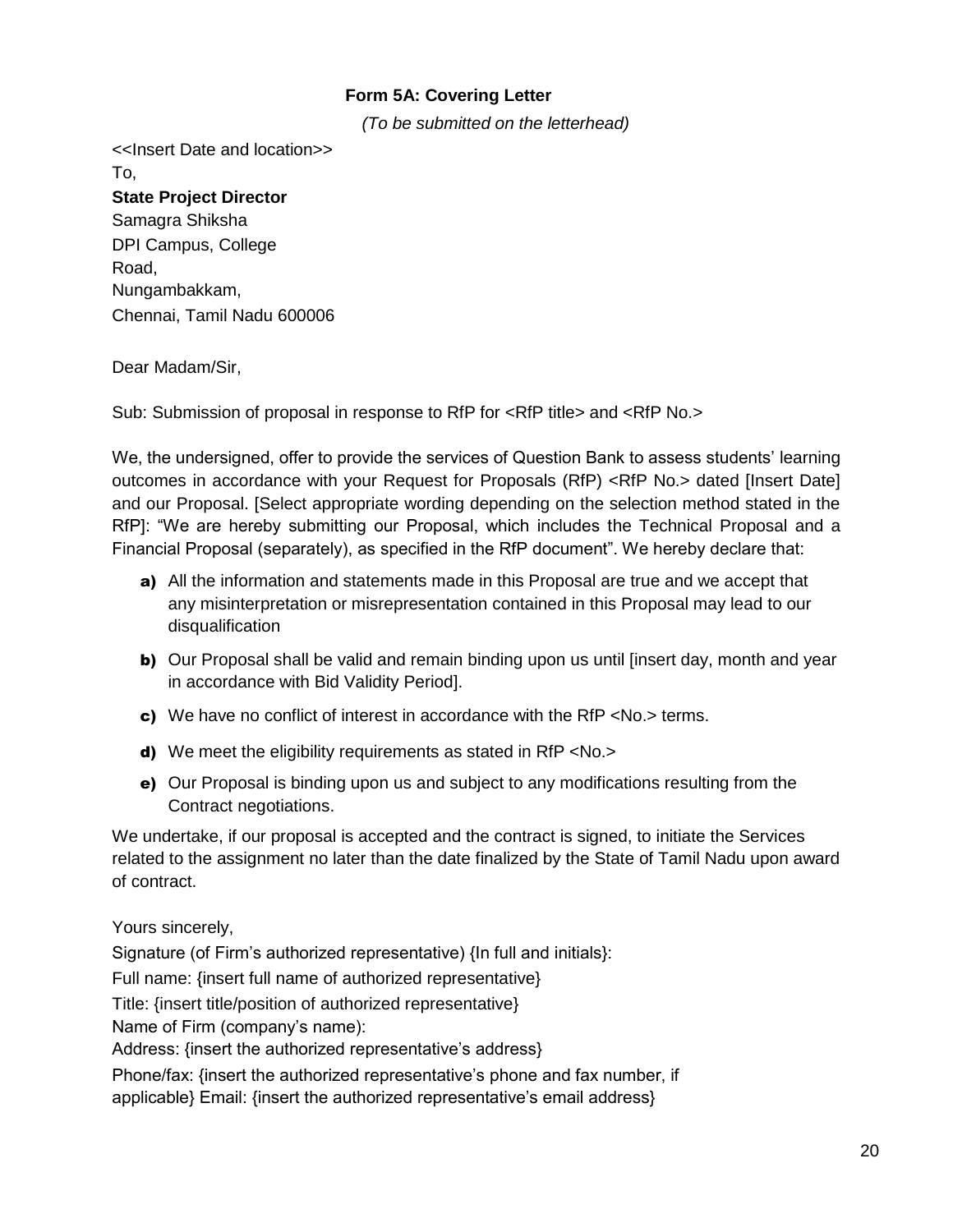### Form 5A: Covering Letter

*(To be submitted on the letterhead)*

<<Insert Date and location>>

To,

**State Project Director**
Samagra Shiksha
DPI Campus, College
Road,
Nungambakkam,
Chennai, Tamil Nadu 600006

Dear Madam/Sir,

Sub: Submission of proposal in response to RfP for <RfP title> and <RfP No.>

We, the undersigned, offer to provide the services of Question Bank to assess students' learning outcomes in accordance with your Request for Proposals (RfP) <RfP No.> dated [Insert Date] and our Proposal. [Select appropriate wording depending on the selection method stated in the RfP]: "We are hereby submitting our Proposal, which includes the Technical Proposal and a Financial Proposal (separately), as specified in the RfP document". We hereby declare that:

- **a)** All the information and statements made in this Proposal are true and we accept that any misinterpretation or misrepresentation contained in this Proposal may lead to our disqualification
- **b)** Our Proposal shall be valid and remain binding upon us until [insert day, month and year in accordance with Bid Validity Period].
- **c)** We have no conflict of interest in accordance with the RfP <No.> terms.
- **d)** We meet the eligibility requirements as stated in RfP <No.>
- **e)** Our Proposal is binding upon us and subject to any modifications resulting from the Contract negotiations.

We undertake, if our proposal is accepted and the contract is signed, to initiate the Services related to the assignment no later than the date finalized by the State of Tamil Nadu upon award of contract.

Yours sincerely,

Signature (of Firm's authorized representative) {In full and initials}:

Full name: {insert full name of authorized representative}

Title: {insert title/position of authorized representative}

Name of Firm (company's name):

Address: {insert the authorized representative's address}

Phone/fax: {insert the authorized representative's phone and fax number, if applicable} Email: {insert the authorized representative's email address}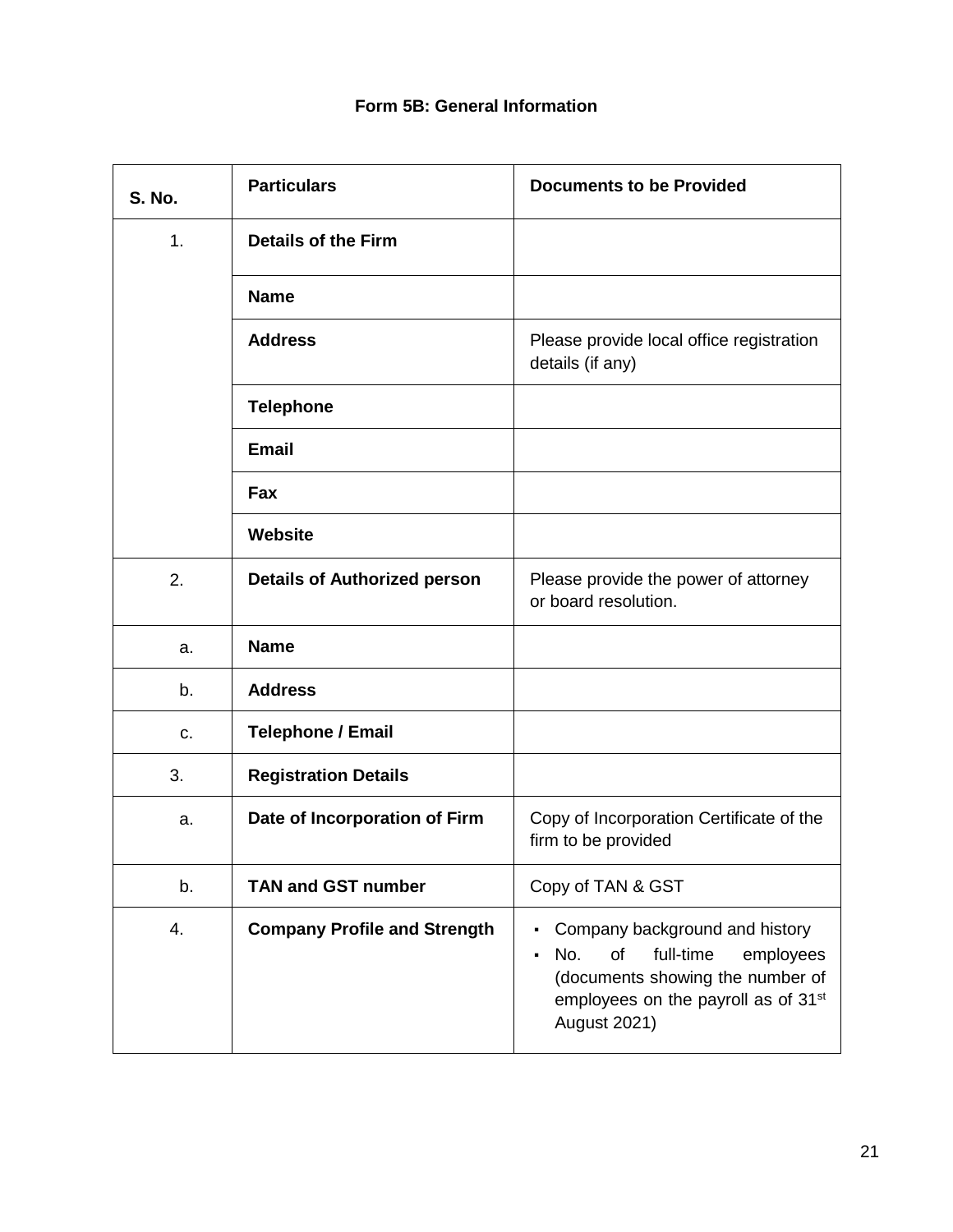### Form 5B: General Information

| S. No. | Particulars | Documents to be Provided |
|---|---|---|
| 1. | **Details of the Firm** | |
| | **Name** | |
| | **Address** | Please provide local office registration details (if any) |
| | **Telephone** | |
| | **Email** | |
| | **Fax** | |
| | **Website** | |
| 2. | **Details of Authorized person** | Please provide the power of attorney or board resolution. |
| a. | **Name** | |
| b. | **Address** | |
| c. | **Telephone / Email** | |
| 3. | **Registration Details** | |
| a. | **Date of Incorporation of Firm** | Copy of Incorporation Certificate of the firm to be provided |
| b. | **TAN and GST number** | Copy of TAN & GST |
| 4. | **Company Profile and Strength** | ▪ Company background and history<br>▪ No. of full-time employees (documents showing the number of employees on the payroll as of 31st August 2021) |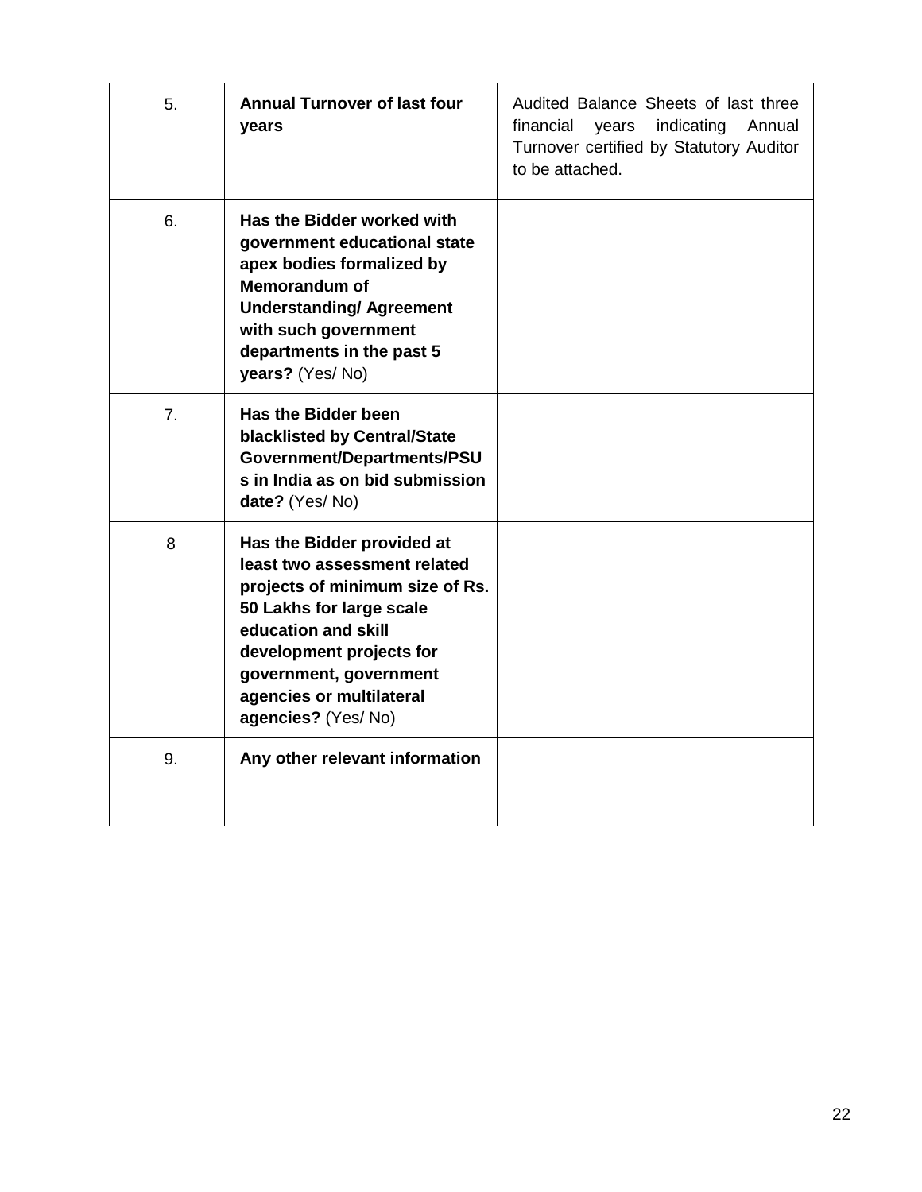| 5. | **Annual Turnover of last four years** | Audited Balance Sheets of last three financial years indicating Annual Turnover certified by Statutory Auditor to be attached. |
|---|---|---|
| 6. | **Has the Bidder worked with government educational state apex bodies formalized by Memorandum of Understanding/ Agreement with such government departments in the past 5 years?** (Yes/ No) | |
| 7. | **Has the Bidder been blacklisted by Central/State Government/Departments/PSUs in India as on bid submission date?** (Yes/ No) | |
| 8 | **Has the Bidder provided at least two assessment related projects of minimum size of Rs. 50 Lakhs for large scale education and skill development projects for government, government agencies or multilateral agencies?** (Yes/ No) | |
| 9. | **Any other relevant information** | |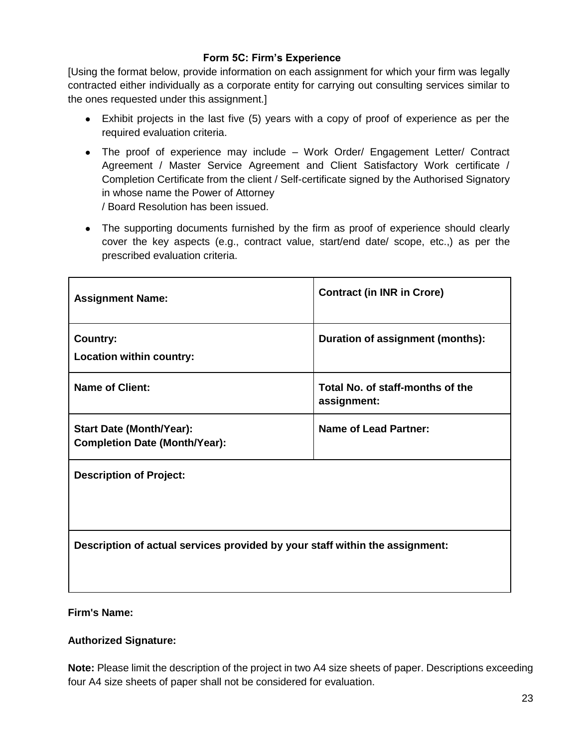### Form 5C: Firm's Experience

[Using the format below, provide information on each assignment for which your firm was legally contracted either individually as a corporate entity for carrying out consulting services similar to the ones requested under this assignment.]

- Exhibit projects in the last five (5) years with a copy of proof of experience as per the required evaluation criteria.
- The proof of experience may include – Work Order/ Engagement Letter/ Contract Agreement / Master Service Agreement and Client Satisfactory Work certificate / Completion Certificate from the client / Self-certificate signed by the Authorised Signatory in whose name the Power of Attorney / Board Resolution has been issued.
- The supporting documents furnished by the firm as proof of experience should clearly cover the key aspects (e.g., contract value, start/end date/ scope, etc.,) as per the prescribed evaluation criteria.

| **Assignment Name:** | **Contract (in INR in Crore)** |
|---|---|
| **Country:**<br>**Location within country:** | **Duration of assignment (months):** |
| **Name of Client:** | **Total No. of staff-months of the assignment:** |
| **Start Date (Month/Year):**<br>**Completion Date (Month/Year):** | **Name of Lead Partner:** |
| **Description of Project:** | |
| **Description of actual services provided by your staff within the assignment:** | |

**Firm's Name:**

**Authorized Signature:**

**Note:** Please limit the description of the project in two A4 size sheets of paper. Descriptions exceeding four A4 size sheets of paper shall not be considered for evaluation.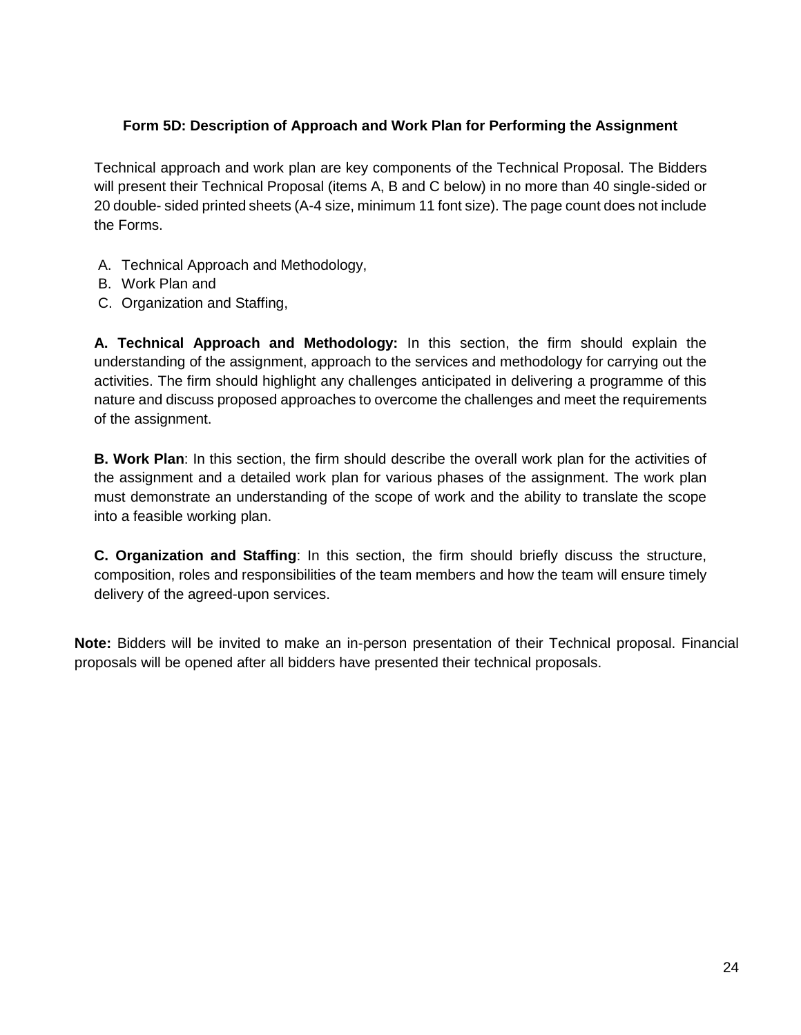### Form 5D: Description of Approach and Work Plan for Performing the Assignment

Technical approach and work plan are key components of the Technical Proposal. The Bidders will present their Technical Proposal (items A, B and C below) in no more than 40 single-sided or 20 double- sided printed sheets (A-4 size, minimum 11 font size). The page count does not include the Forms.

A. Technical Approach and Methodology,
B. Work Plan and
C. Organization and Staffing,

**A. Technical Approach and Methodology:** In this section, the firm should explain the understanding of the assignment, approach to the services and methodology for carrying out the activities. The firm should highlight any challenges anticipated in delivering a programme of this nature and discuss proposed approaches to overcome the challenges and meet the requirements of the assignment.

**B. Work Plan**: In this section, the firm should describe the overall work plan for the activities of the assignment and a detailed work plan for various phases of the assignment. The work plan must demonstrate an understanding of the scope of work and the ability to translate the scope into a feasible working plan.

**C. Organization and Staffing**: In this section, the firm should briefly discuss the structure, composition, roles and responsibilities of the team members and how the team will ensure timely delivery of the agreed-upon services.

**Note:** Bidders will be invited to make an in-person presentation of their Technical proposal. Financial proposals will be opened after all bidders have presented their technical proposals.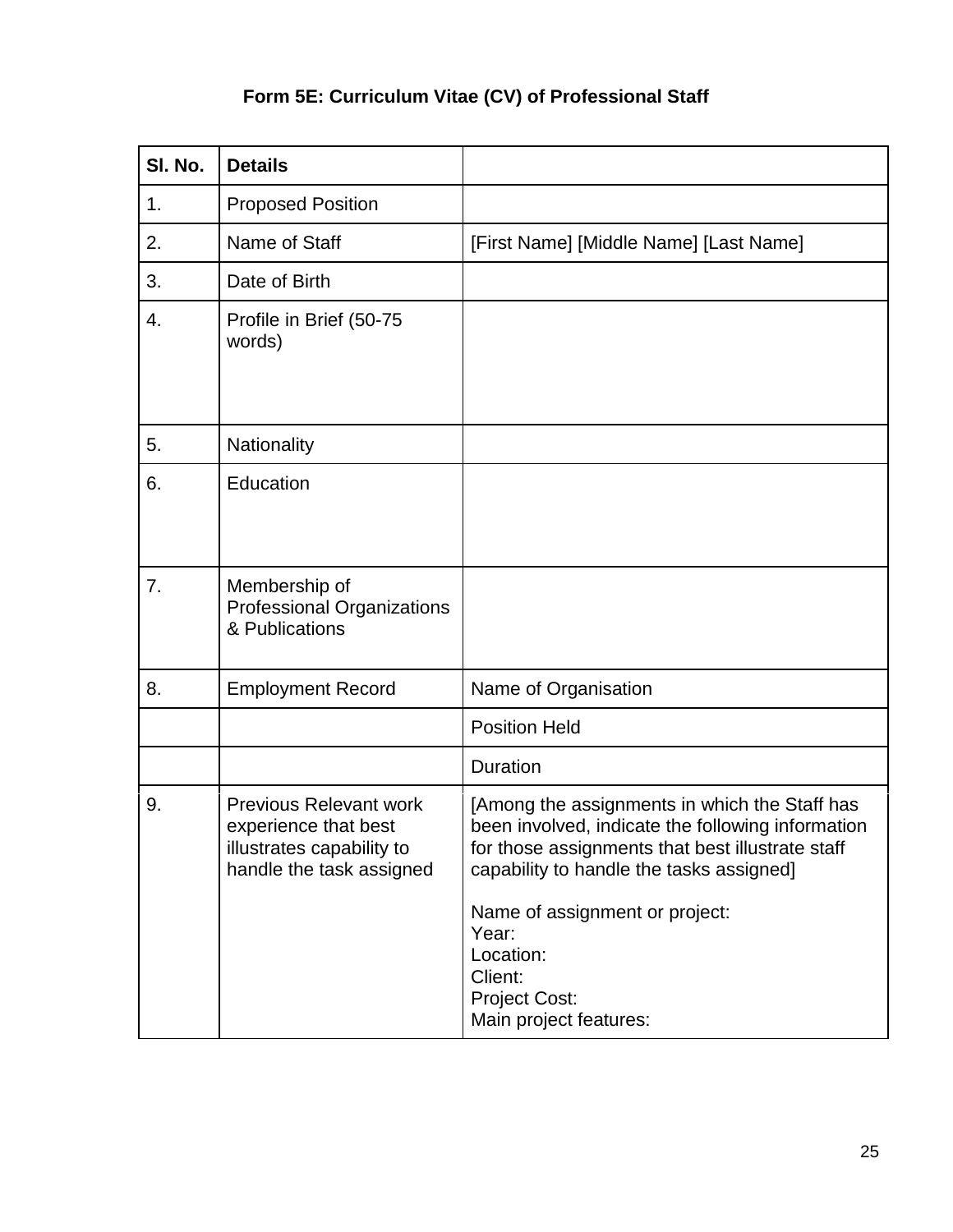**Form 5E: Curriculum Vitae (CV) of Professional Staff**

| Sl. No. | Details | |
|---|---|---|
| 1. | Proposed Position | |
| 2. | Name of Staff | [First Name] [Middle Name] [Last Name] |
| 3. | Date of Birth | |
| 4. | Profile in Brief (50-75 words) | |
| 5. | Nationality | |
| 6. | Education | |
| 7. | Membership of Professional Organizations & Publications | |
| 8. | Employment Record | Name of Organisation |
| | | Position Held |
| | | Duration |
| 9. | Previous Relevant work experience that best illustrates capability to handle the task assigned | [Among the assignments in which the Staff has been involved, indicate the following information for those assignments that best illustrate staff capability to handle the tasks assigned]<br><br>Name of assignment or project:<br>Year:<br>Location:<br>Client:<br>Project Cost:<br>Main project features: |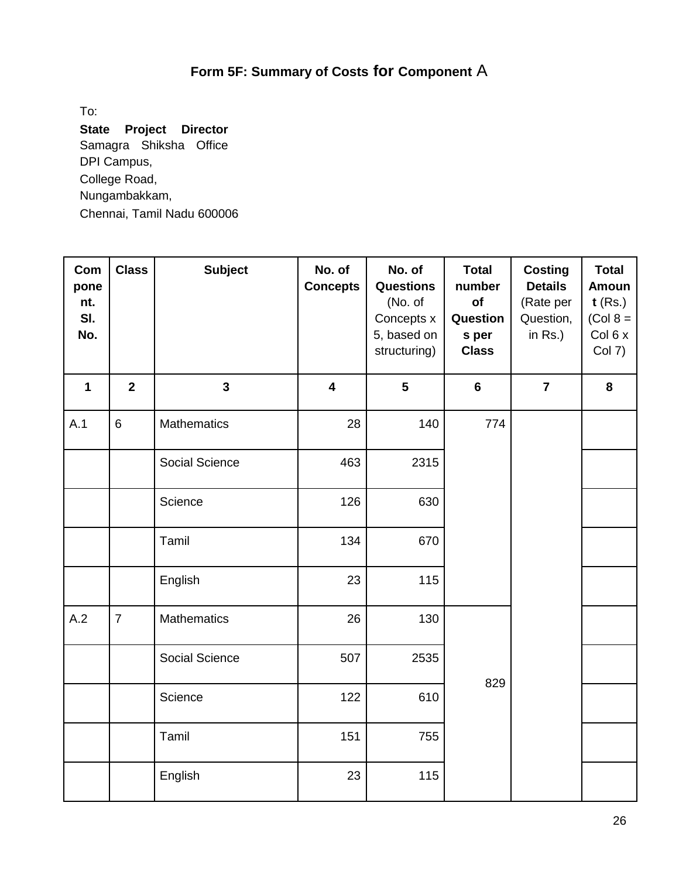## Form 5F: Summary of Costs for Component A

To:

**State Project Director**
Samagra Shiksha Office
DPI Campus,
College Road,
Nungambakkam,
Chennai, Tamil Nadu 600006

| **Component. Sl. No.** | **Class** | **Subject** | **No. of Concepts** | **No. of Questions** (No. of Concepts x 5, based on structuring) | **Total number of Questions per Class** | **Costing Details** (Rate per Question, in Rs.) | **Total Amount** (Rs.) (Col 8 = Col 6 x Col 7) |
|---|---|---|---|---|---|---|---|
| **1** | **2** | **3** | **4** | **5** | **6** | **7** | **8** |
| A.1 | 6 | Mathematics | 28 | 140 | 774 | | |
| | | Social Science | 463 | 2315 | | | |
| | | Science | 126 | 630 | | | |
| | | Tamil | 134 | 670 | | | |
| | | English | 23 | 115 | | | |
| A.2 | 7 | Mathematics | 26 | 130 | 829 | | |
| | | Social Science | 507 | 2535 | | | |
| | | Science | 122 | 610 | | | |
| | | Tamil | 151 | 755 | | | |
| | | English | 23 | 115 | | | |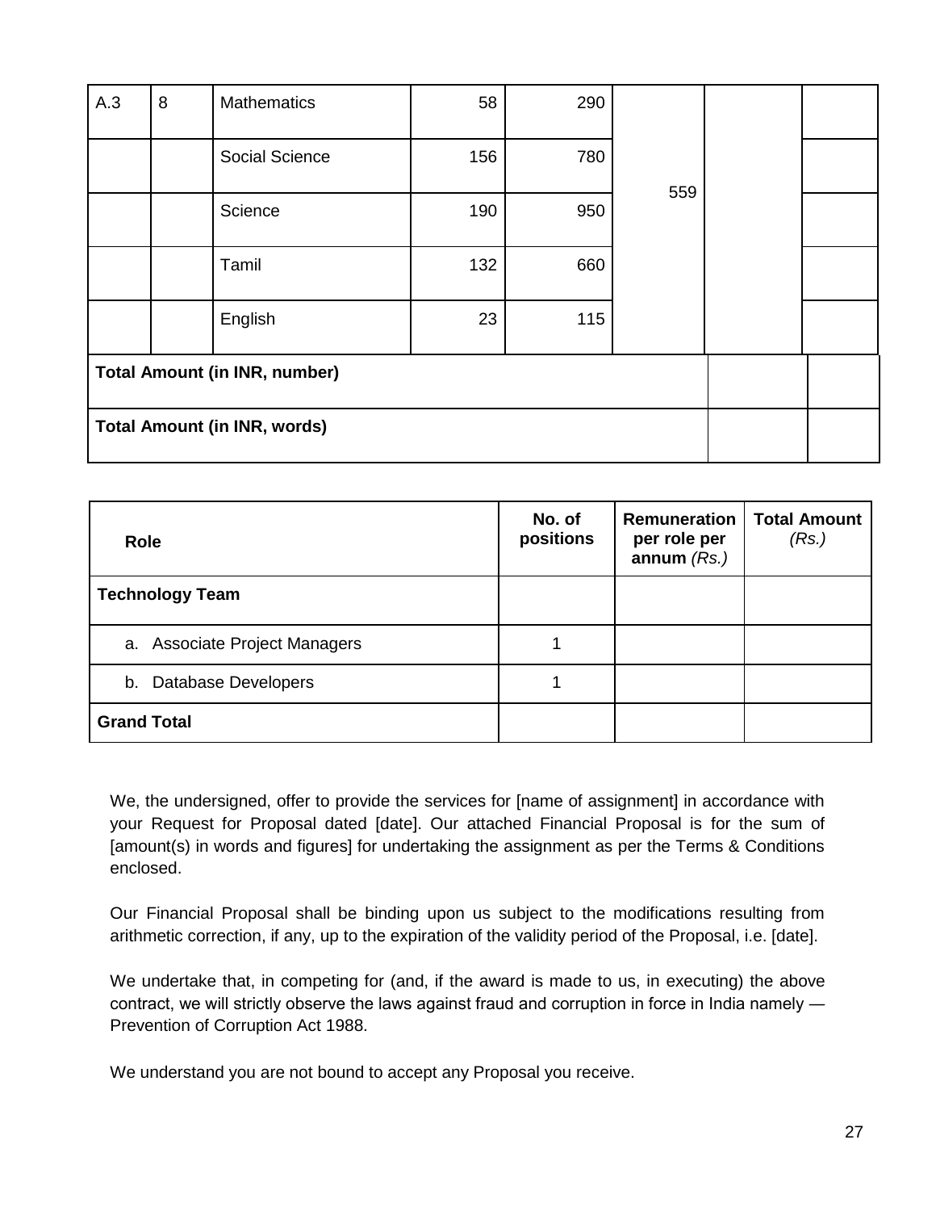| A.3 | 8 | Mathematics | 58 | 290 | 559 | | |
|---|---|---|---|---|---|---|---|
| | | Social Science | 156 | 780 | | | |
| | | Science | 190 | 950 | | | |
| | | Tamil | 132 | 660 | | | |
| | | English | 23 | 115 | | | |
| **Total Amount (in INR, number)** | | | | | | | |
| **Total Amount (in INR, words)** | | | | | | | |

| **Role** | **No. of positions** | **Remuneration per role per annum** *(Rs.)* | **Total Amount** *(Rs.)* |
|---|---|---|---|
| **Technology Team** | | | |
| a. Associate Project Managers | 1 | | |
| b. Database Developers | 1 | | |
| **Grand Total** | | | |

We, the undersigned, offer to provide the services for [name of assignment] in accordance with your Request for Proposal dated [date]. Our attached Financial Proposal is for the sum of [amount(s) in words and figures] for undertaking the assignment as per the Terms & Conditions enclosed.

Our Financial Proposal shall be binding upon us subject to the modifications resulting from arithmetic correction, if any, up to the expiration of the validity period of the Proposal, i.e. [date].

We undertake that, in competing for (and, if the award is made to us, in executing) the above contract, we will strictly observe the laws against fraud and corruption in force in India namely — Prevention of Corruption Act 1988.

We understand you are not bound to accept any Proposal you receive.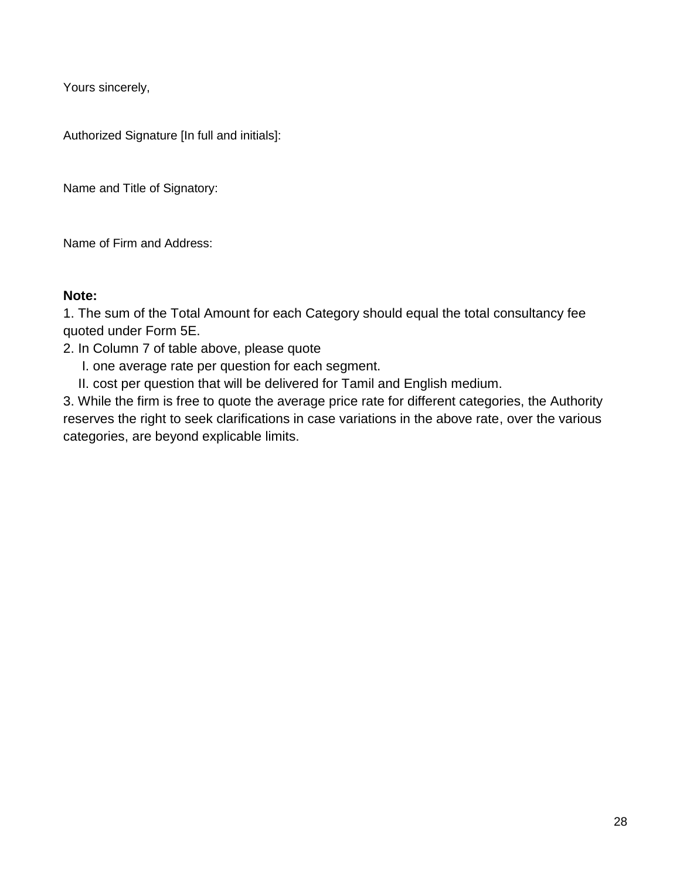Yours sincerely,

Authorized Signature [In full and initials]:

Name and Title of Signatory:

Name of Firm and Address:

**Note:**

1. The sum of the Total Amount for each Category should equal the total consultancy fee quoted under Form 5E.
2. In Column 7 of table above, please quote
   I. one average rate per question for each segment.
   II. cost per question that will be delivered for Tamil and English medium.
3. While the firm is free to quote the average price rate for different categories, the Authority reserves the right to seek clarifications in case variations in the above rate, over the various categories, are beyond explicable limits.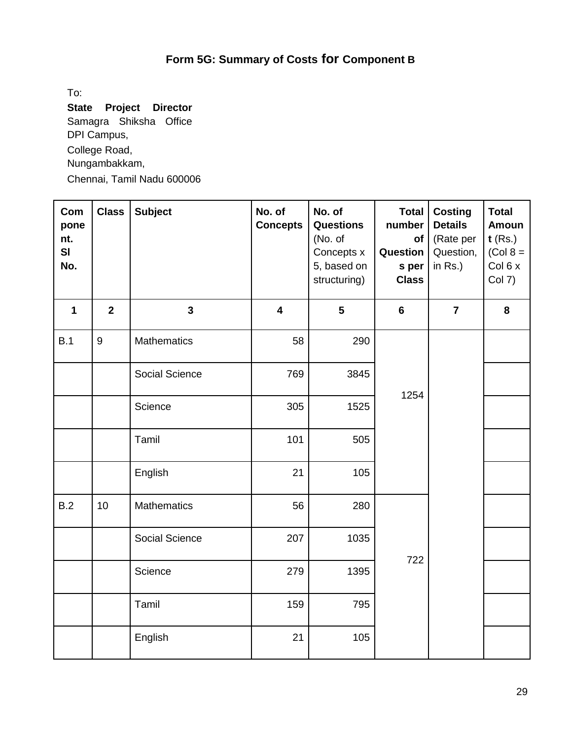# Form 5G: Summary of Costs for Component B

To:

**State Project Director**
Samagra Shiksha Office
DPI Campus,
College Road,
Nungambakkam,
Chennai, Tamil Nadu 600006

| **Component Sl No.** | **Class** | **Subject** | **No. of Concepts** | **No. of Questions** (No. of Concepts x 5, based on structuring) | **Total number of Questions per Class** | **Costing Details** (Rate per Question, in Rs.) | **Total Amount** (Rs.) (Col 8 = Col 6 x Col 7) |
|---|---|---|---|---|---|---|---|
| **1** | **2** | **3** | **4** | **5** | **6** | **7** | **8** |
| B.1 | 9 | Mathematics | 58 | 290 | 1254 | | |
| | | Social Science | 769 | 3845 | | | |
| | | Science | 305 | 1525 | | | |
| | | Tamil | 101 | 505 | | | |
| | | English | 21 | 105 | | | |
| B.2 | 10 | Mathematics | 56 | 280 | 722 | | |
| | | Social Science | 207 | 1035 | | | |
| | | Science | 279 | 1395 | | | |
| | | Tamil | 159 | 795 | | | |
| | | English | 21 | 105 | | | |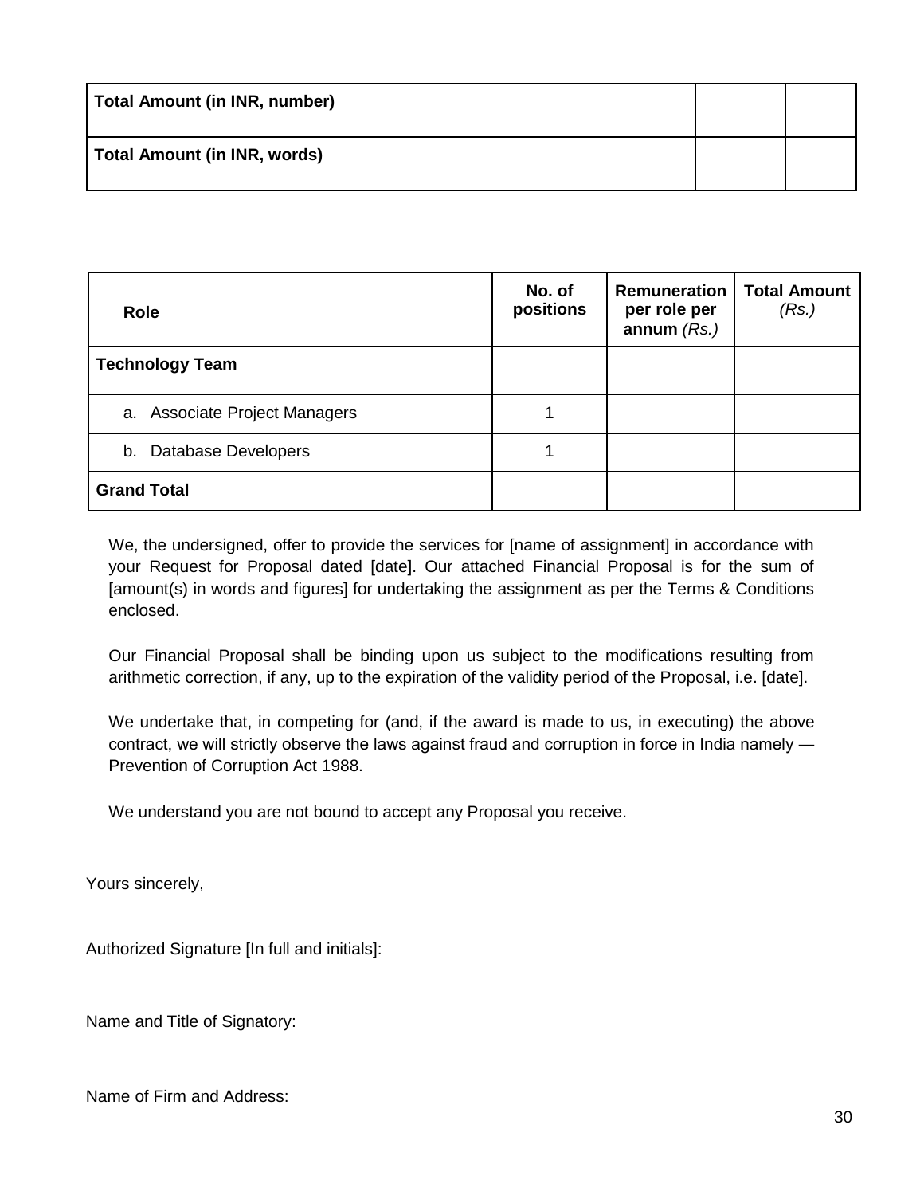| Total Amount (in INR, number) | | |
|---|---|---|
| **Total Amount (in INR, words)** | | |

| Role | No. of positions | Remuneration per role per annum *(Rs.)* | Total Amount *(Rs.)* |
|---|---|---|---|
| **Technology Team** | | | |
| a. Associate Project Managers | 1 | | |
| b. Database Developers | 1 | | |
| **Grand Total** | | | |

We, the undersigned, offer to provide the services for [name of assignment] in accordance with your Request for Proposal dated [date]. Our attached Financial Proposal is for the sum of [amount(s) in words and figures] for undertaking the assignment as per the Terms & Conditions enclosed.

Our Financial Proposal shall be binding upon us subject to the modifications resulting from arithmetic correction, if any, up to the expiration of the validity period of the Proposal, i.e. [date].

We undertake that, in competing for (and, if the award is made to us, in executing) the above contract, we will strictly observe the laws against fraud and corruption in force in India namely — Prevention of Corruption Act 1988.

We understand you are not bound to accept any Proposal you receive.

Yours sincerely,

Authorized Signature [In full and initials]:

Name and Title of Signatory:

Name of Firm and Address: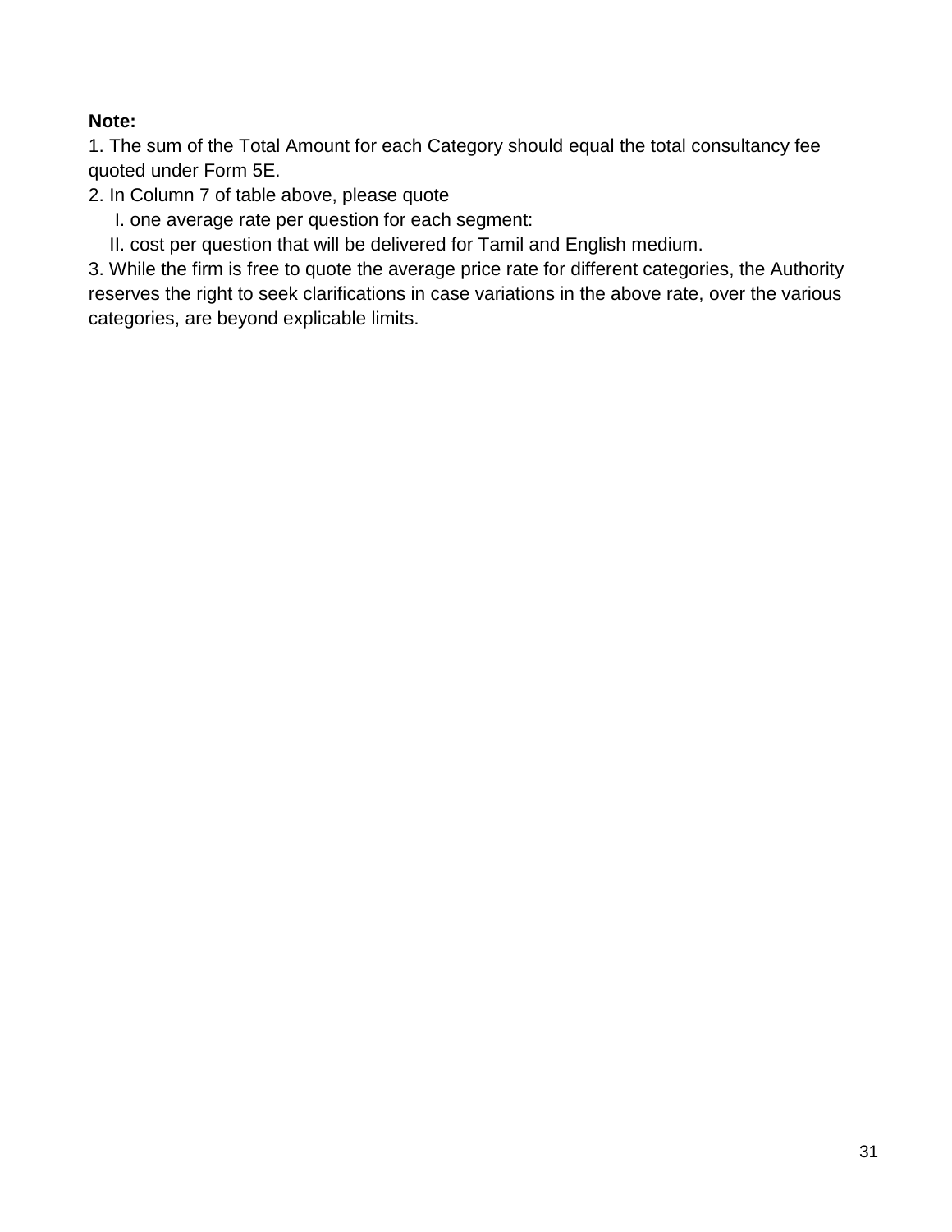**Note:**

1. The sum of the Total Amount for each Category should equal the total consultancy fee quoted under Form 5E.
2. In Column 7 of table above, please quote
   I. one average rate per question for each segment:
   II. cost per question that will be delivered for Tamil and English medium.
3. While the firm is free to quote the average price rate for different categories, the Authority reserves the right to seek clarifications in case variations in the above rate, over the various categories, are beyond explicable limits.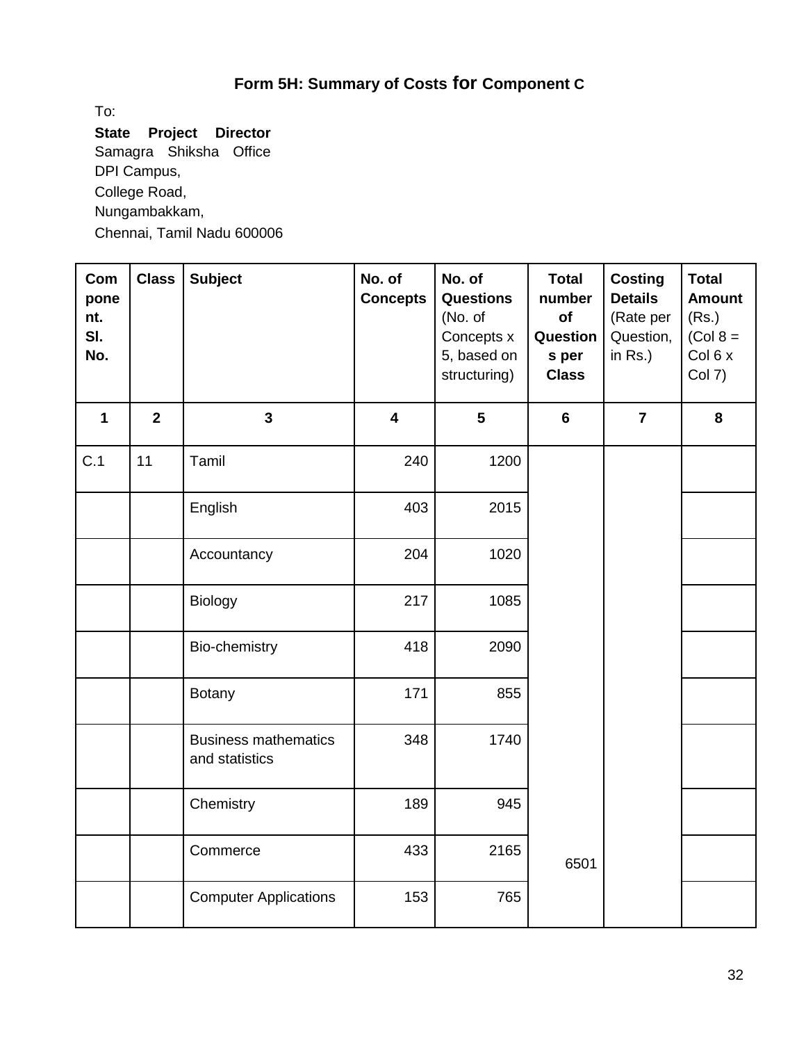## Form 5H: Summary of Costs for Component C

To:

**State Project Director**
Samagra Shiksha Office
DPI Campus,
College Road,
Nungambakkam,
Chennai, Tamil Nadu 600006

| Component. Sl. No. | Class | Subject | No. of Concepts | No. of Questions (No. of Concepts x 5, based on structuring) | Total number of Questions per Class | Costing Details (Rate per Question, in Rs.) | Total Amount (Rs.) (Col 8 = Col 6 x Col 7) |
|---|---|---|---|---|---|---|---|
| 1 | 2 | 3 | 4 | 5 | 6 | 7 | 8 |
| C.1 | 11 | Tamil | 240 | 1200 | 6501 | | |
| | | English | 403 | 2015 | | | |
| | | Accountancy | 204 | 1020 | | | |
| | | Biology | 217 | 1085 | | | |
| | | Bio-chemistry | 418 | 2090 | | | |
| | | Botany | 171 | 855 | | | |
| | | Business mathematics and statistics | 348 | 1740 | | | |
| | | Chemistry | 189 | 945 | | | |
| | | Commerce | 433 | 2165 | | | |
| | | Computer Applications | 153 | 765 | | | |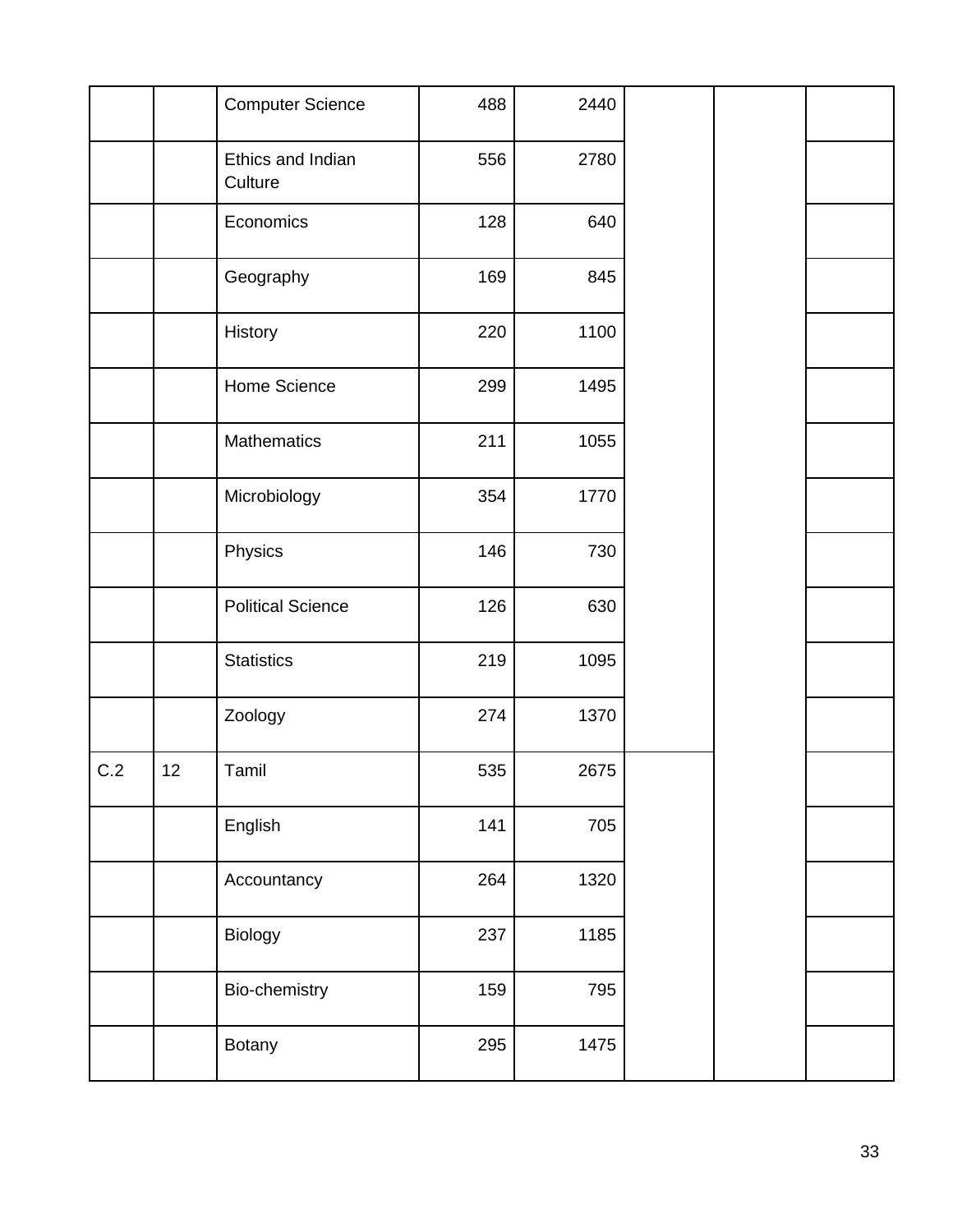| | | | | | | | |
|---|---|---|---|---|---|---|---|
| | | Computer Science | 488 | 2440 | | | |
| | | Ethics and Indian Culture | 556 | 2780 | | | |
| | | Economics | 128 | 640 | | | |
| | | Geography | 169 | 845 | | | |
| | | History | 220 | 1100 | | | |
| | | Home Science | 299 | 1495 | | | |
| | | Mathematics | 211 | 1055 | | | |
| | | Microbiology | 354 | 1770 | | | |
| | | Physics | 146 | 730 | | | |
| | | Political Science | 126 | 630 | | | |
| | | Statistics | 219 | 1095 | | | |
| | | Zoology | 274 | 1370 | | | |
| C.2 | 12 | Tamil | 535 | 2675 | | | |
| | | English | 141 | 705 | | | |
| | | Accountancy | 264 | 1320 | | | |
| | | Biology | 237 | 1185 | | | |
| | | Bio-chemistry | 159 | 795 | | | |
| | | Botany | 295 | 1475 | | | |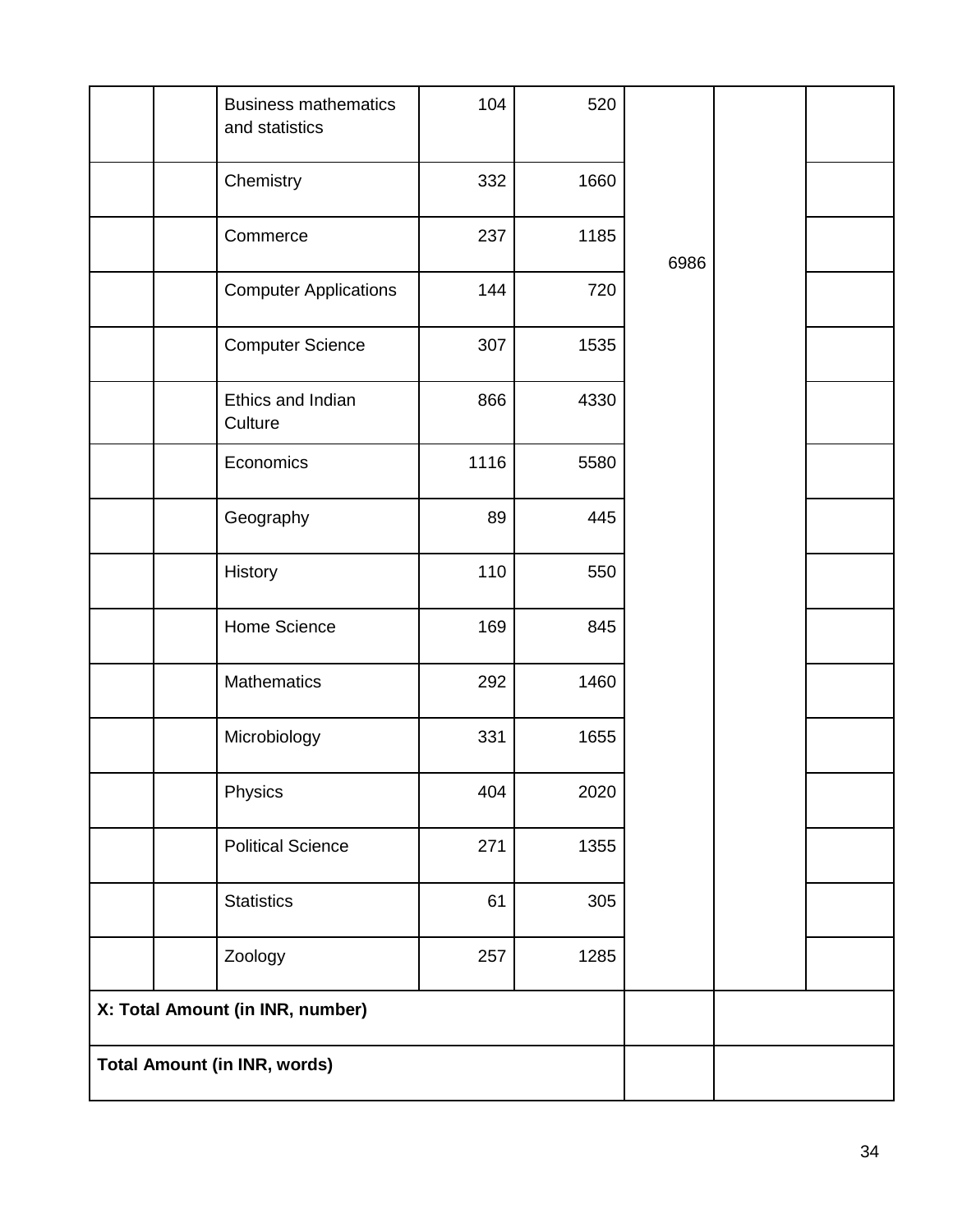| | | | | | | | |
|---|---|---|---|---|---|---|---|
| | | Business mathematics and statistics | 104 | 520 | 6986 | | |
| | | Chemistry | 332 | 1660 | | | |
| | | Commerce | 237 | 1185 | | | |
| | | Computer Applications | 144 | 720 | | | |
| | | Computer Science | 307 | 1535 | | | |
| | | Ethics and Indian Culture | 866 | 4330 | | | |
| | | Economics | 1116 | 5580 | | | |
| | | Geography | 89 | 445 | | | |
| | | History | 110 | 550 | | | |
| | | Home Science | 169 | 845 | | | |
| | | Mathematics | 292 | 1460 | | | |
| | | Microbiology | 331 | 1655 | | | |
| | | Physics | 404 | 2020 | | | |
| | | Political Science | 271 | 1355 | | | |
| | | Statistics | 61 | 305 | | | |
| | | Zoology | 257 | 1285 | | | |
| **X: Total Amount (in INR, number)** | | | | | | | |
| **Total Amount (in INR, words)** | | | | | | | |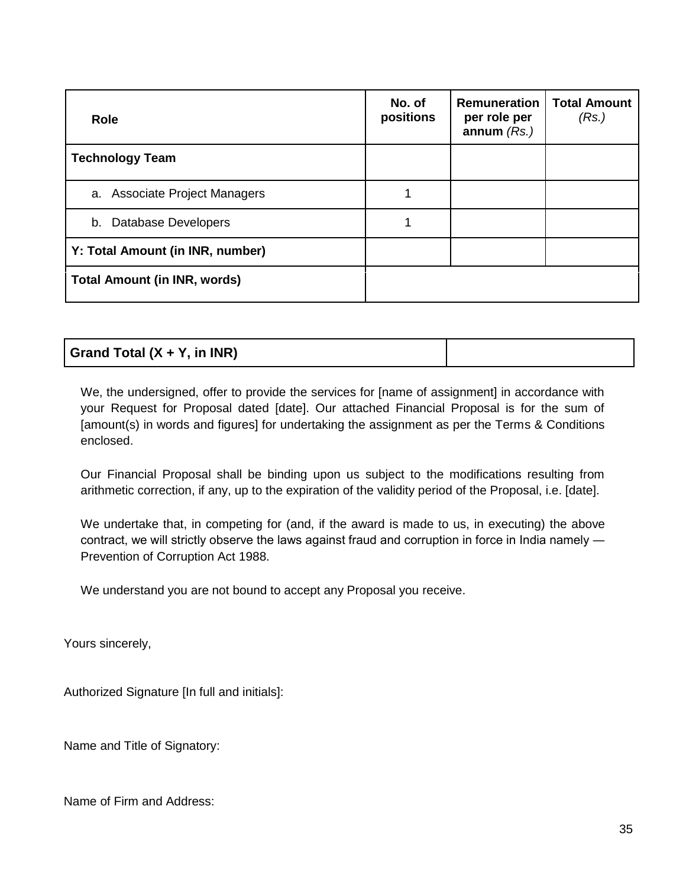| Role | No. of positions | Remuneration per role per annum *(Rs.)* | Total Amount *(Rs.)* |
|---|---|---|---|
| **Technology Team** | | | |
| a. Associate Project Managers | 1 | | |
| b. Database Developers | 1 | | |
| **Y: Total Amount (in INR, number)** | | | |
| **Total Amount (in INR, words)** | | | |

| **Grand Total (X + Y, in INR)** | |
|---|---|

We, the undersigned, offer to provide the services for [name of assignment] in accordance with your Request for Proposal dated [date]. Our attached Financial Proposal is for the sum of [amount(s) in words and figures] for undertaking the assignment as per the Terms & Conditions enclosed.

Our Financial Proposal shall be binding upon us subject to the modifications resulting from arithmetic correction, if any, up to the expiration of the validity period of the Proposal, i.e. [date].

We undertake that, in competing for (and, if the award is made to us, in executing) the above contract, we will strictly observe the laws against fraud and corruption in force in India namely — Prevention of Corruption Act 1988.

We understand you are not bound to accept any Proposal you receive.

Yours sincerely,

Authorized Signature [In full and initials]:

Name and Title of Signatory:

Name of Firm and Address: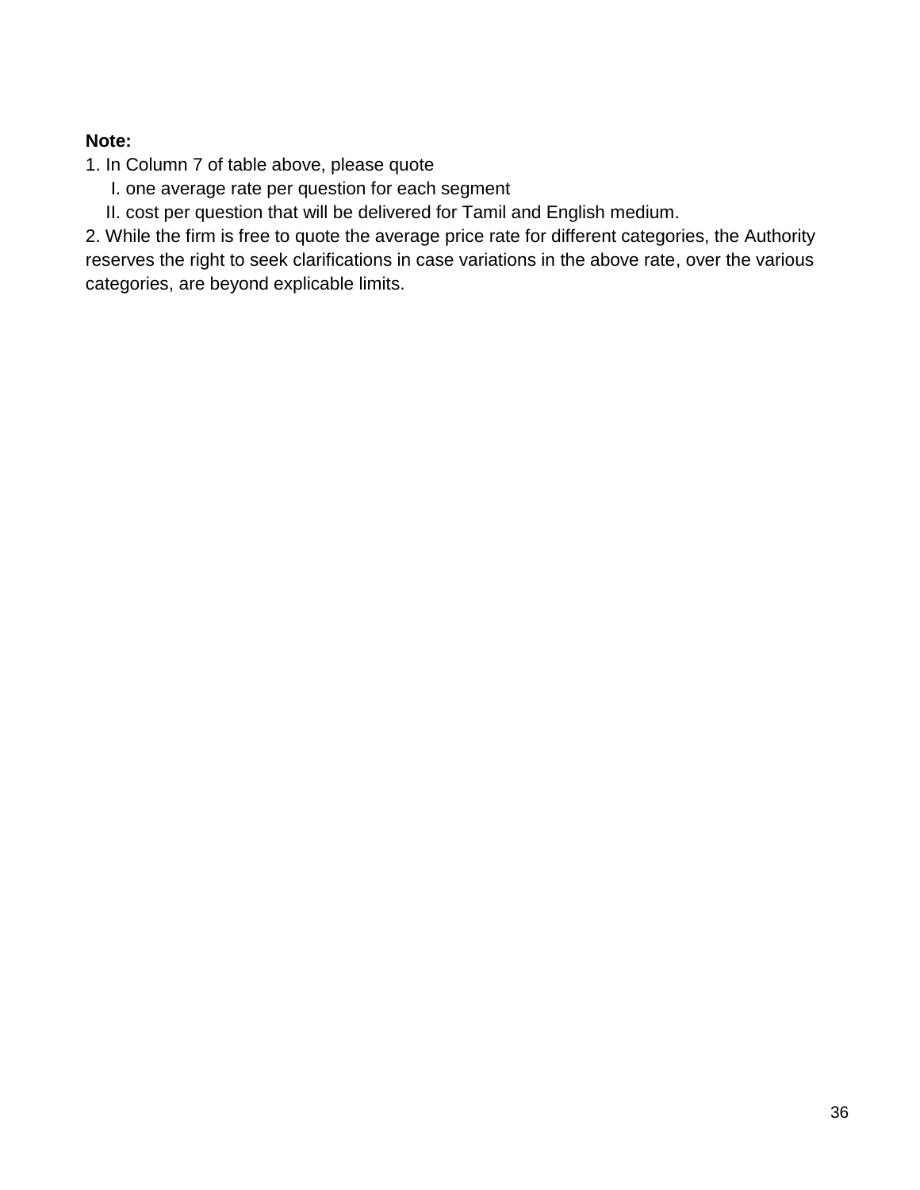**Note:**

1. In Column 7 of table above, please quote
   I. one average rate per question for each segment
   II. cost per question that will be delivered for Tamil and English medium.
2. While the firm is free to quote the average price rate for different categories, the Authority reserves the right to seek clarifications in case variations in the above rate, over the various categories, are beyond explicable limits.